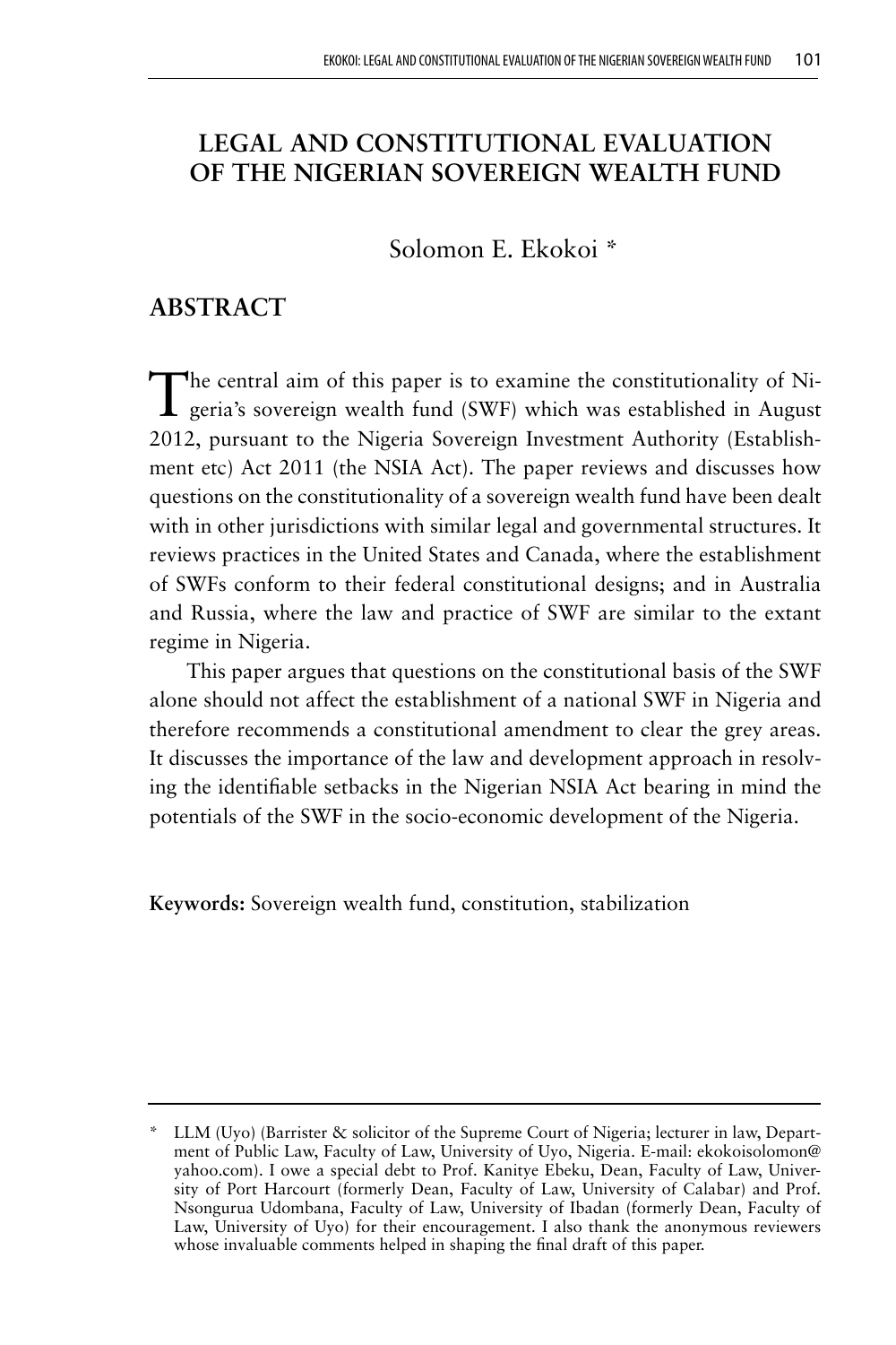# LEGAL AND CONSTITUTIONAL EVALUATION OF THE NIGERIAN SOVEREIGN WEALTH FUND

Solomon E. Ekokoi *

## ABSTRACT

The central aim of this paper is to examine the constitutionality of Nigeria's sovereign wealth fund (SWF) which was established in August 2012, pursuant to the Nigeria Sovereign Investment Authority (Establishment etc) Act 2011 (the NSIA Act). The paper reviews and discusses how questions on the constitutionality of a sovereign wealth fund have been dealt with in other jurisdictions with similar legal and governmental structures. It reviews practices in the United States and Canada, where the establishment of SWFs conform to their federal constitutional designs; and in Australia and Russia, where the law and practice of SWF are similar to the extant regime in Nigeria.

This paper argues that questions on the constitutional basis of the SWF alone should not affect the establishment of a national SWF in Nigeria and therefore recommends a constitutional amendment to clear the grey areas. It discusses the importance of the law and development approach in resolving the identifiable setbacks in the Nigerian NSIA Act bearing in mind the potentials of the SWF in the socio-economic development of the Nigeria.

**Keywords:** Sovereign wealth fund, constitution, stabilization

---

\* LLM (Uyo) (Barrister & solicitor of the Supreme Court of Nigeria; lecturer in law, Department of Public Law, Faculty of Law, University of Uyo, Nigeria. E-mail: ekokoisolomon@yahoo.com). I owe a special debt to Prof. Kanitye Ebeku, Dean, Faculty of Law, University of Port Harcourt (formerly Dean, Faculty of Law, University of Calabar) and Prof. Nsongurua Udombana, Faculty of Law, University of Ibadan (formerly Dean, Faculty of Law, University of Uyo) for their encouragement. I also thank the anonymous reviewers whose invaluable comments helped in shaping the final draft of this paper.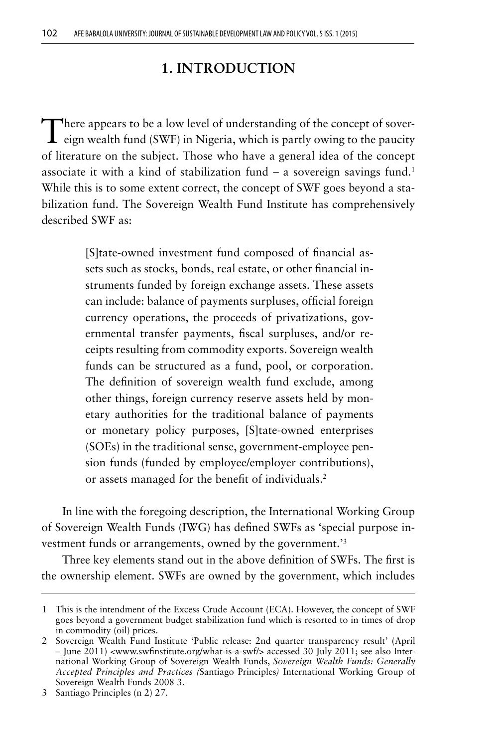## 1. INTRODUCTION

There appears to be a low level of understanding of the concept of sovereign wealth fund (SWF) in Nigeria, which is partly owing to the paucity of literature on the subject. Those who have a general idea of the concept associate it with a kind of stabilization fund – a sovereign savings fund.[1] While this is to some extent correct, the concept of SWF goes beyond a stabilization fund. The Sovereign Wealth Fund Institute has comprehensively described SWF as:

> [S]tate-owned investment fund composed of financial assets such as stocks, bonds, real estate, or other financial instruments funded by foreign exchange assets. These assets can include: balance of payments surpluses, official foreign currency operations, the proceeds of privatizations, governmental transfer payments, fiscal surpluses, and/or receipts resulting from commodity exports. Sovereign wealth funds can be structured as a fund, pool, or corporation. The definition of sovereign wealth fund exclude, among other things, foreign currency reserve assets held by monetary authorities for the traditional balance of payments or monetary policy purposes, [S]tate-owned enterprises (SOEs) in the traditional sense, government-employee pension funds (funded by employee/employer contributions), or assets managed for the benefit of individuals.[2]

In line with the foregoing description, the International Working Group of Sovereign Wealth Funds (IWG) has defined SWFs as 'special purpose investment funds or arrangements, owned by the government.'[3]

Three key elements stand out in the above definition of SWFs. The first is the ownership element. SWFs are owned by the government, which includes

---

1 This is the intendment of the Excess Crude Account (ECA). However, the concept of SWF goes beyond a government budget stabilization fund which is resorted to in times of drop in commodity (oil) prices.

2 Sovereign Wealth Fund Institute 'Public release: 2nd quarter transparency result' (April – June 2011) <www.swfinstitute.org/what-is-a-swf/> accessed 30 July 2011; see also International Working Group of Sovereign Wealth Funds, *Sovereign Wealth Funds: Generally Accepted Principles and Practices (*Santiago Principles*)* International Working Group of Sovereign Wealth Funds 2008 3.

3 Santiago Principles (n 2) 27.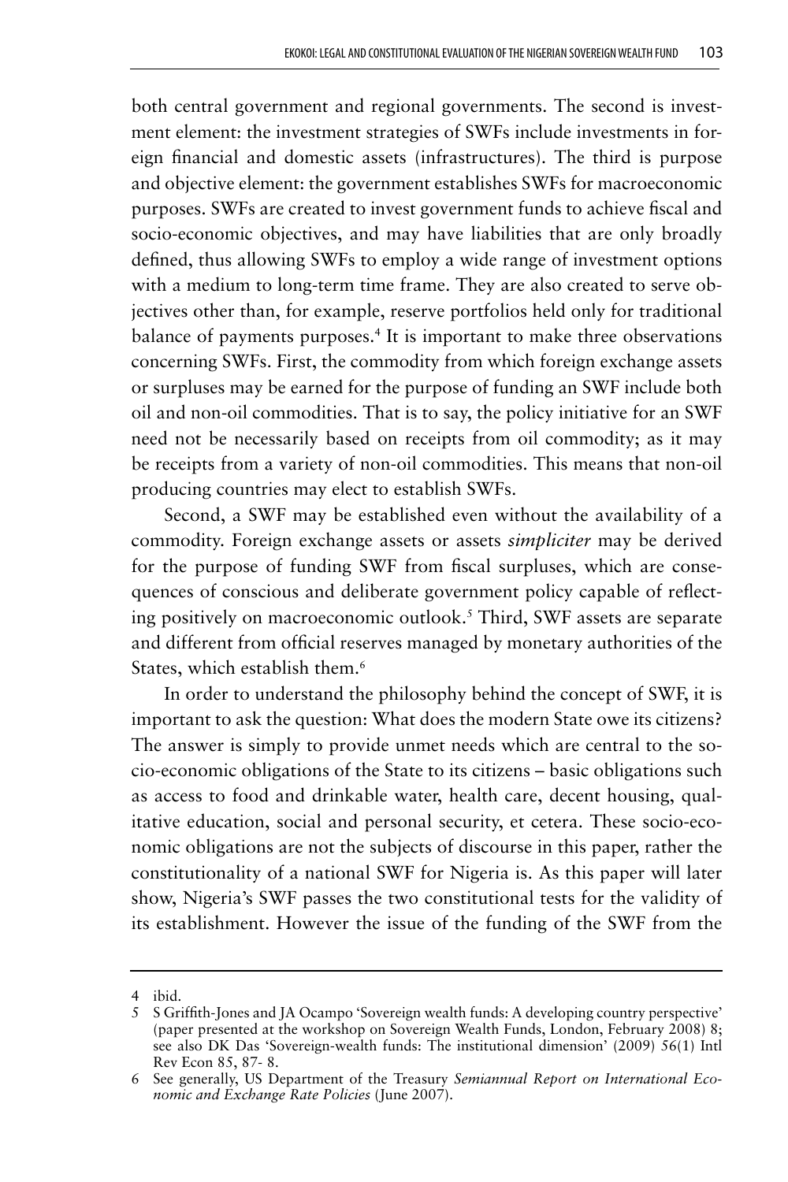both central government and regional governments. The second is investment element: the investment strategies of SWFs include investments in foreign financial and domestic assets (infrastructures). The third is purpose and objective element: the government establishes SWFs for macroeconomic purposes. SWFs are created to invest government funds to achieve fiscal and socio-economic objectives, and may have liabilities that are only broadly defined, thus allowing SWFs to employ a wide range of investment options with a medium to long-term time frame. They are also created to serve objectives other than, for example, reserve portfolios held only for traditional balance of payments purposes.[4] It is important to make three observations concerning SWFs. First, the commodity from which foreign exchange assets or surpluses may be earned for the purpose of funding an SWF include both oil and non-oil commodities. That is to say, the policy initiative for an SWF need not be necessarily based on receipts from oil commodity; as it may be receipts from a variety of non-oil commodities. This means that non-oil producing countries may elect to establish SWFs.

Second, a SWF may be established even without the availability of a commodity. Foreign exchange assets or assets *simpliciter* may be derived for the purpose of funding SWF from fiscal surpluses, which are consequences of conscious and deliberate government policy capable of reflecting positively on macroeconomic outlook.[5] Third, SWF assets are separate and different from official reserves managed by monetary authorities of the States, which establish them.[6]

In order to understand the philosophy behind the concept of SWF, it is important to ask the question: What does the modern State owe its citizens? The answer is simply to provide unmet needs which are central to the socio-economic obligations of the State to its citizens – basic obligations such as access to food and drinkable water, health care, decent housing, qualitative education, social and personal security, et cetera. These socio-economic obligations are not the subjects of discourse in this paper, rather the constitutionality of a national SWF for Nigeria is. As this paper will later show, Nigeria's SWF passes the two constitutional tests for the validity of its establishment. However the issue of the funding of the SWF from the

---

4 ibid.

5 S Griffith-Jones and JA Ocampo 'Sovereign wealth funds: A developing country perspective' (paper presented at the workshop on Sovereign Wealth Funds, London, February 2008) 8; see also DK Das 'Sovereign-wealth funds: The institutional dimension' (2009) 56(1) Intl Rev Econ 85, 87- 8.

6 See generally, US Department of the Treasury *Semiannual Report on International Economic and Exchange Rate Policies* (June 2007).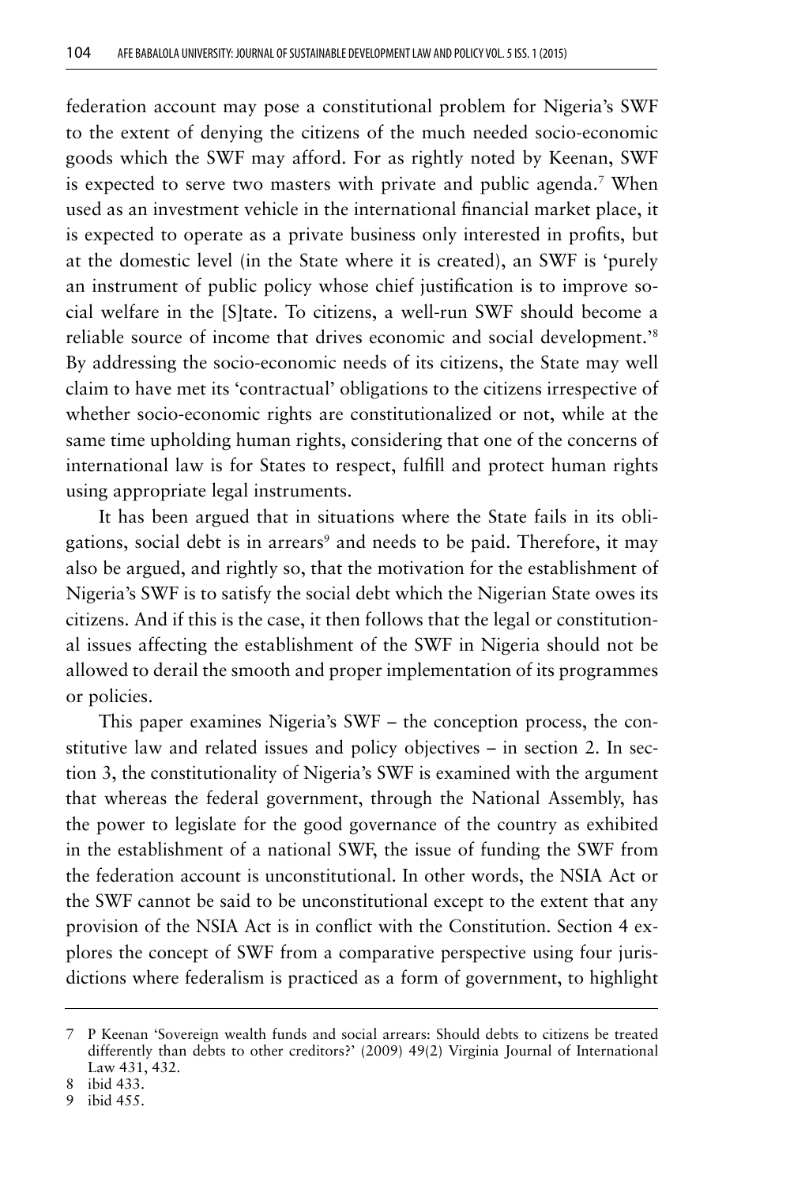federation account may pose a constitutional problem for Nigeria's SWF to the extent of denying the citizens of the much needed socio-economic goods which the SWF may afford. For as rightly noted by Keenan, SWF is expected to serve two masters with private and public agenda.[7] When used as an investment vehicle in the international financial market place, it is expected to operate as a private business only interested in profits, but at the domestic level (in the State where it is created), an SWF is 'purely an instrument of public policy whose chief justification is to improve social welfare in the [S]tate. To citizens, a well-run SWF should become a reliable source of income that drives economic and social development.'[8] By addressing the socio-economic needs of its citizens, the State may well claim to have met its 'contractual' obligations to the citizens irrespective of whether socio-economic rights are constitutionalized or not, while at the same time upholding human rights, considering that one of the concerns of international law is for States to respect, fulfill and protect human rights using appropriate legal instruments.

It has been argued that in situations where the State fails in its obligations, social debt is in arrears[9] and needs to be paid. Therefore, it may also be argued, and rightly so, that the motivation for the establishment of Nigeria's SWF is to satisfy the social debt which the Nigerian State owes its citizens. And if this is the case, it then follows that the legal or constitutional issues affecting the establishment of the SWF in Nigeria should not be allowed to derail the smooth and proper implementation of its programmes or policies.

This paper examines Nigeria's SWF – the conception process, the constitutive law and related issues and policy objectives – in section 2. In section 3, the constitutionality of Nigeria's SWF is examined with the argument that whereas the federal government, through the National Assembly, has the power to legislate for the good governance of the country as exhibited in the establishment of a national SWF, the issue of funding the SWF from the federation account is unconstitutional. In other words, the NSIA Act or the SWF cannot be said to be unconstitutional except to the extent that any provision of the NSIA Act is in conflict with the Constitution. Section 4 explores the concept of SWF from a comparative perspective using four jurisdictions where federalism is practiced as a form of government, to highlight

---

7 P Keenan 'Sovereign wealth funds and social arrears: Should debts to citizens be treated differently than debts to other creditors?' (2009) 49(2) Virginia Journal of International Law 431, 432.

8 ibid 433.

9 ibid 455.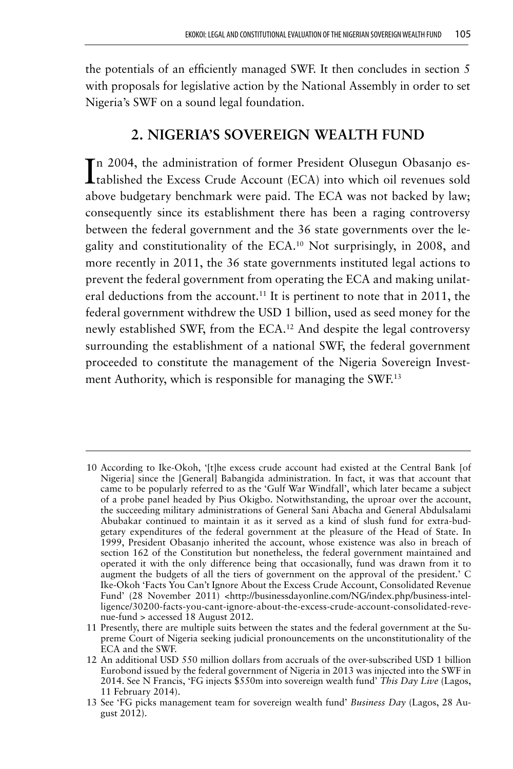the potentials of an efficiently managed SWF. It then concludes in section 5 with proposals for legislative action by the National Assembly in order to set Nigeria's SWF on a sound legal foundation.

## 2. NIGERIA'S SOVEREIGN WEALTH FUND

In 2004, the administration of former President Olusegun Obasanjo established the Excess Crude Account (ECA) into which oil revenues sold above budgetary benchmark were paid. The ECA was not backed by law; consequently since its establishment there has been a raging controversy between the federal government and the 36 state governments over the legality and constitutionality of the ECA.[10] Not surprisingly, in 2008, and more recently in 2011, the 36 state governments instituted legal actions to prevent the federal government from operating the ECA and making unilateral deductions from the account.[11] It is pertinent to note that in 2011, the federal government withdrew the USD 1 billion, used as seed money for the newly established SWF, from the ECA.[12] And despite the legal controversy surrounding the establishment of a national SWF, the federal government proceeded to constitute the management of the Nigeria Sovereign Investment Authority, which is responsible for managing the SWF.[13]

---

10 According to Ike-Okoh, '[t]he excess crude account had existed at the Central Bank [of Nigeria] since the [General] Babangida administration. In fact, it was that account that came to be popularly referred to as the 'Gulf War Windfall', which later became a subject of a probe panel headed by Pius Okigbo. Notwithstanding, the uproar over the account, the succeeding military administrations of General Sani Abacha and General Abdulsalami Abubakar continued to maintain it as it served as a kind of slush fund for extra-budgetary expenditures of the federal government at the pleasure of the Head of State. In 1999, President Obasanjo inherited the account, whose existence was also in breach of section 162 of the Constitution but nonetheless, the federal government maintained and operated it with the only difference being that occasionally, fund was drawn from it to augment the budgets of all the tiers of government on the approval of the president.' C Ike-Okoh 'Facts You Can't Ignore About the Excess Crude Account, Consolidated Revenue Fund' (28 November 2011) <http://businessdayonline.com/NG/index.php/business-intelligence/30200-facts-you-cant-ignore-about-the-excess-crude-account-consolidated-revenue-fund > accessed 18 August 2012.

11 Presently, there are multiple suits between the states and the federal government at the Supreme Court of Nigeria seeking judicial pronouncements on the unconstitutionality of the ECA and the SWF.

12 An additional USD 550 million dollars from accruals of the over-subscribed USD 1 billion Eurobond issued by the federal government of Nigeria in 2013 was injected into the SWF in 2014. See N Francis, 'FG injects $550m into sovereign wealth fund' *This Day Live* (Lagos, 11 February 2014).

13 See 'FG picks management team for sovereign wealth fund' *Business Day* (Lagos, 28 August 2012).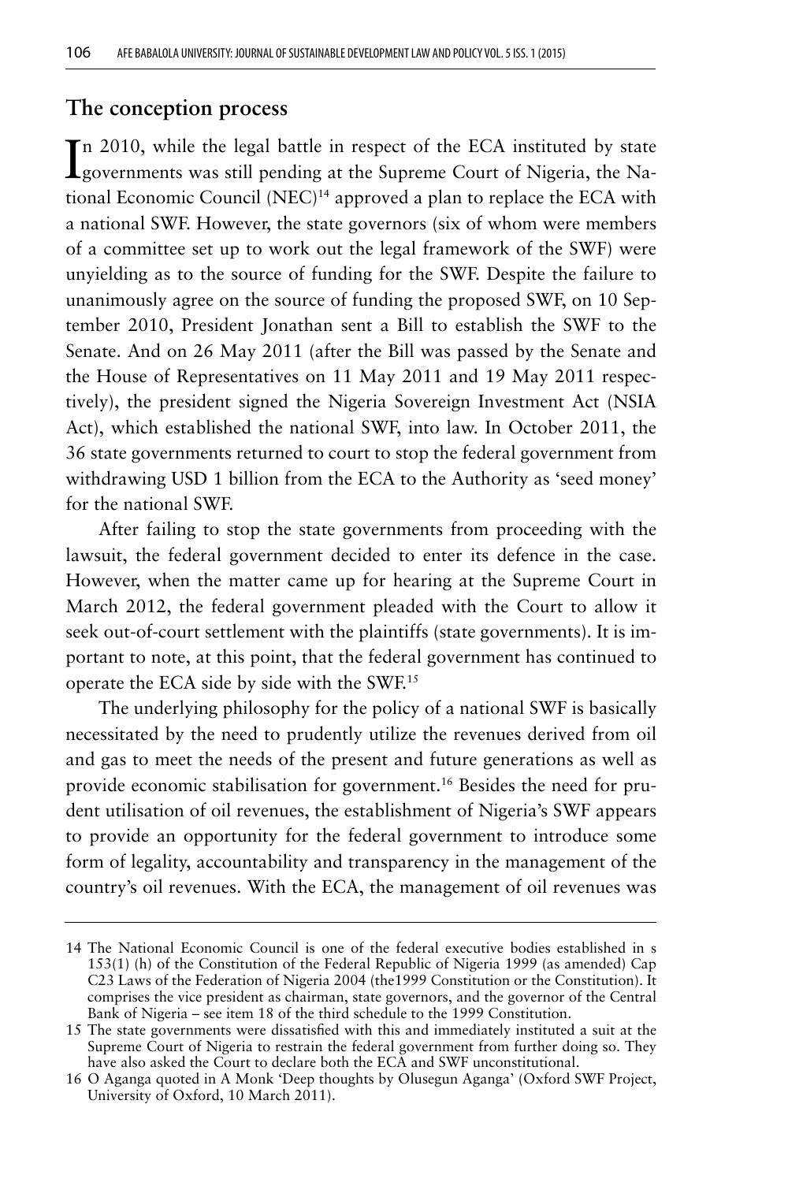## The conception process

In 2010, while the legal battle in respect of the ECA instituted by state governments was still pending at the Supreme Court of Nigeria, the National Economic Council (NEC)[14] approved a plan to replace the ECA with a national SWF. However, the state governors (six of whom were members of a committee set up to work out the legal framework of the SWF) were unyielding as to the source of funding for the SWF. Despite the failure to unanimously agree on the source of funding the proposed SWF, on 10 September 2010, President Jonathan sent a Bill to establish the SWF to the Senate. And on 26 May 2011 (after the Bill was passed by the Senate and the House of Representatives on 11 May 2011 and 19 May 2011 respectively), the president signed the Nigeria Sovereign Investment Act (NSIA Act), which established the national SWF, into law. In October 2011, the 36 state governments returned to court to stop the federal government from withdrawing USD 1 billion from the ECA to the Authority as 'seed money' for the national SWF.

After failing to stop the state governments from proceeding with the lawsuit, the federal government decided to enter its defence in the case. However, when the matter came up for hearing at the Supreme Court in March 2012, the federal government pleaded with the Court to allow it seek out-of-court settlement with the plaintiffs (state governments). It is important to note, at this point, that the federal government has continued to operate the ECA side by side with the SWF.[15]

The underlying philosophy for the policy of a national SWF is basically necessitated by the need to prudently utilize the revenues derived from oil and gas to meet the needs of the present and future generations as well as provide economic stabilisation for government.[16] Besides the need for prudent utilisation of oil revenues, the establishment of Nigeria's SWF appears to provide an opportunity for the federal government to introduce some form of legality, accountability and transparency in the management of the country's oil revenues. With the ECA, the management of oil revenues was

---

14 The National Economic Council is one of the federal executive bodies established in s 153(1) (h) of the Constitution of the Federal Republic of Nigeria 1999 (as amended) Cap C23 Laws of the Federation of Nigeria 2004 (the1999 Constitution or the Constitution). It comprises the vice president as chairman, state governors, and the governor of the Central Bank of Nigeria – see item 18 of the third schedule to the 1999 Constitution.

15 The state governments were dissatisfied with this and immediately instituted a suit at the Supreme Court of Nigeria to restrain the federal government from further doing so. They have also asked the Court to declare both the ECA and SWF unconstitutional.

16 O Aganga quoted in A Monk 'Deep thoughts by Olusegun Aganga' (Oxford SWF Project, University of Oxford, 10 March 2011).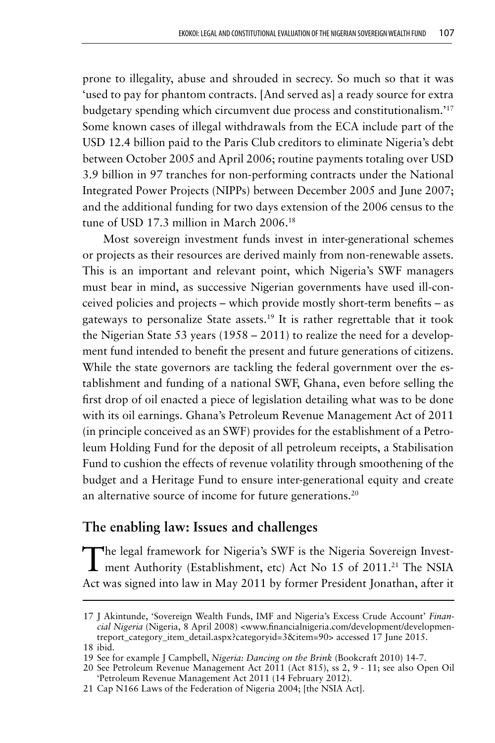prone to illegality, abuse and shrouded in secrecy. So much so that it was 'used to pay for phantom contracts. [And served as] a ready source for extra budgetary spending which circumvent due process and constitutionalism.'[17] Some known cases of illegal withdrawals from the ECA include part of the USD 12.4 billion paid to the Paris Club creditors to eliminate Nigeria's debt between October 2005 and April 2006; routine payments totaling over USD 3.9 billion in 97 tranches for non-performing contracts under the National Integrated Power Projects (NIPPs) between December 2005 and June 2007; and the additional funding for two days extension of the 2006 census to the tune of USD 17.3 million in March 2006.[18]

Most sovereign investment funds invest in inter-generational schemes or projects as their resources are derived mainly from non-renewable assets. This is an important and relevant point, which Nigeria's SWF managers must bear in mind, as successive Nigerian governments have used ill-conceived policies and projects – which provide mostly short-term benefits – as gateways to personalize State assets.[19] It is rather regrettable that it took the Nigerian State 53 years (1958 – 2011) to realize the need for a development fund intended to benefit the present and future generations of citizens. While the state governors are tackling the federal government over the establishment and funding of a national SWF, Ghana, even before selling the first drop of oil enacted a piece of legislation detailing what was to be done with its oil earnings. Ghana's Petroleum Revenue Management Act of 2011 (in principle conceived as an SWF) provides for the establishment of a Petroleum Holding Fund for the deposit of all petroleum receipts, a Stabilisation Fund to cushion the effects of revenue volatility through smoothening of the budget and a Heritage Fund to ensure inter-generational equity and create an alternative source of income for future generations.[20]

## The enabling law: Issues and challenges

The legal framework for Nigeria's SWF is the Nigeria Sovereign Investment Authority (Establishment, etc) Act No 15 of 2011.[21] The NSIA Act was signed into law in May 2011 by former President Jonathan, after it

---

17 J Akintunde, 'Sovereign Wealth Funds, IMF and Nigeria's Excess Crude Account' *Financial Nigeria* (Nigeria, 8 April 2008) <www.financialnigeria.com/development/developmentreport_category_item_detail.aspx?categoryid=3&item=90> accessed 17 June 2015.

18 ibid.

19 See for example J Campbell, *Nigeria: Dancing on the Brink* (Bookcraft 2010) 14-7.

20 See Petroleum Revenue Management Act 2011 (Act 815), ss 2, 9 - 11; see also Open Oil 'Petroleum Revenue Management Act 2011 (14 February 2012).

21 Cap N166 Laws of the Federation of Nigeria 2004; [the NSIA Act].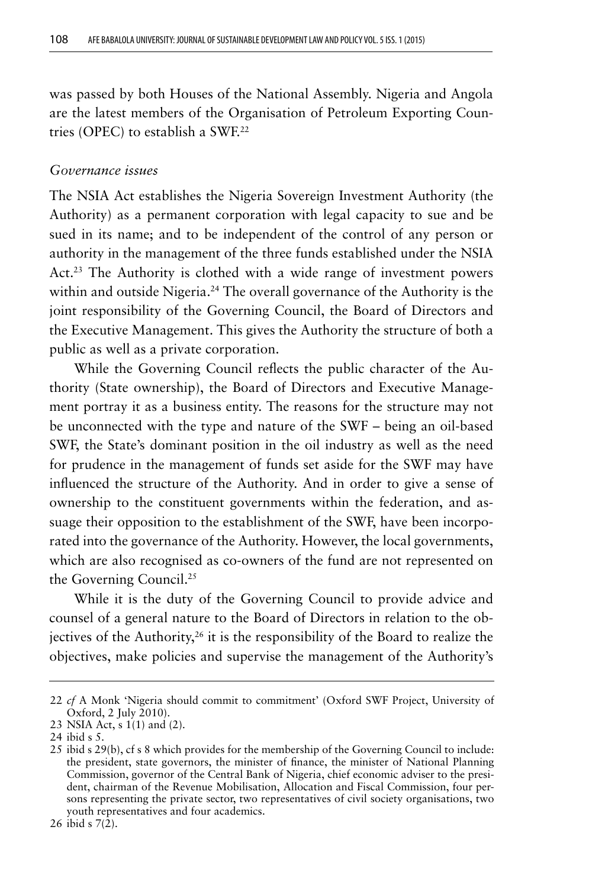was passed by both Houses of the National Assembly. Nigeria and Angola are the latest members of the Organisation of Petroleum Exporting Countries (OPEC) to establish a SWF.[22]

*Governance issues*

The NSIA Act establishes the Nigeria Sovereign Investment Authority (the Authority) as a permanent corporation with legal capacity to sue and be sued in its name; and to be independent of the control of any person or authority in the management of the three funds established under the NSIA Act.[23] The Authority is clothed with a wide range of investment powers within and outside Nigeria.[24] The overall governance of the Authority is the joint responsibility of the Governing Council, the Board of Directors and the Executive Management. This gives the Authority the structure of both a public as well as a private corporation.

While the Governing Council reflects the public character of the Authority (State ownership), the Board of Directors and Executive Management portray it as a business entity. The reasons for the structure may not be unconnected with the type and nature of the SWF – being an oil-based SWF, the State's dominant position in the oil industry as well as the need for prudence in the management of funds set aside for the SWF may have influenced the structure of the Authority. And in order to give a sense of ownership to the constituent governments within the federation, and assuage their opposition to the establishment of the SWF, have been incorporated into the governance of the Authority. However, the local governments, which are also recognised as co-owners of the fund are not represented on the Governing Council.[25]

While it is the duty of the Governing Council to provide advice and counsel of a general nature to the Board of Directors in relation to the objectives of the Authority,[26] it is the responsibility of the Board to realize the objectives, make policies and supervise the management of the Authority's

---

22 *cf* A Monk 'Nigeria should commit to commitment' (Oxford SWF Project, University of Oxford, 2 July 2010).

23 NSIA Act, s 1(1) and (2).

24 ibid s 5.

25 ibid s 29(b), cf s 8 which provides for the membership of the Governing Council to include: the president, state governors, the minister of finance, the minister of National Planning Commission, governor of the Central Bank of Nigeria, chief economic adviser to the president, chairman of the Revenue Mobilisation, Allocation and Fiscal Commission, four persons representing the private sector, two representatives of civil society organisations, two youth representatives and four academics.

26 ibid s 7(2).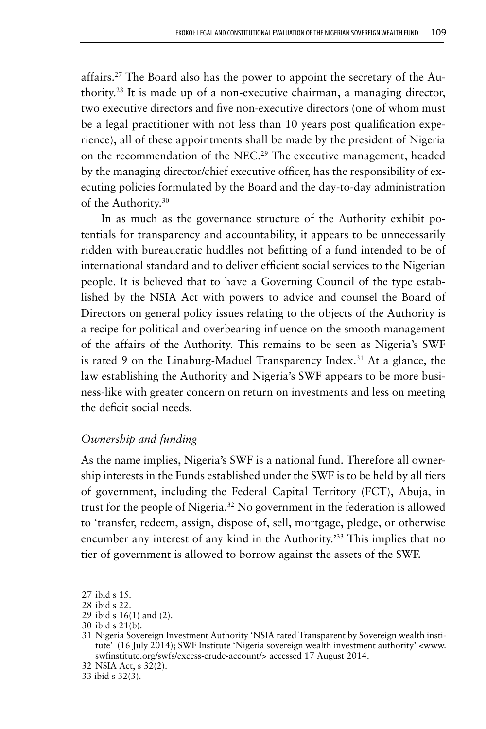affairs.[27] The Board also has the power to appoint the secretary of the Authority.[28] It is made up of a non-executive chairman, a managing director, two executive directors and five non-executive directors (one of whom must be a legal practitioner with not less than 10 years post qualification experience), all of these appointments shall be made by the president of Nigeria on the recommendation of the NEC.[29] The executive management, headed by the managing director/chief executive officer, has the responsibility of executing policies formulated by the Board and the day-to-day administration of the Authority.[30]

In as much as the governance structure of the Authority exhibit potentials for transparency and accountability, it appears to be unnecessarily ridden with bureaucratic huddles not befitting of a fund intended to be of international standard and to deliver efficient social services to the Nigerian people. It is believed that to have a Governing Council of the type established by the NSIA Act with powers to advice and counsel the Board of Directors on general policy issues relating to the objects of the Authority is a recipe for political and overbearing influence on the smooth management of the affairs of the Authority. This remains to be seen as Nigeria's SWF is rated 9 on the Linaburg-Maduel Transparency Index.[31] At a glance, the law establishing the Authority and Nigeria's SWF appears to be more business-like with greater concern on return on investments and less on meeting the deficit social needs.

*Ownership and funding*

As the name implies, Nigeria's SWF is a national fund. Therefore all ownership interests in the Funds established under the SWF is to be held by all tiers of government, including the Federal Capital Territory (FCT), Abuja, in trust for the people of Nigeria.[32] No government in the federation is allowed to 'transfer, redeem, assign, dispose of, sell, mortgage, pledge, or otherwise encumber any interest of any kind in the Authority.'[33] This implies that no tier of government is allowed to borrow against the assets of the SWF.

---

27 ibid s 15.

28 ibid s 22.

29 ibid s 16(1) and (2).

30 ibid s 21(b).

31 Nigeria Sovereign Investment Authority 'NSIA rated Transparent by Sovereign wealth institute' (16 July 2014); SWF Institute 'Nigeria sovereign wealth investment authority' <www.swfinstitute.org/swfs/excess-crude-account/> accessed 17 August 2014.

32 NSIA Act, s 32(2).

33 ibid s 32(3).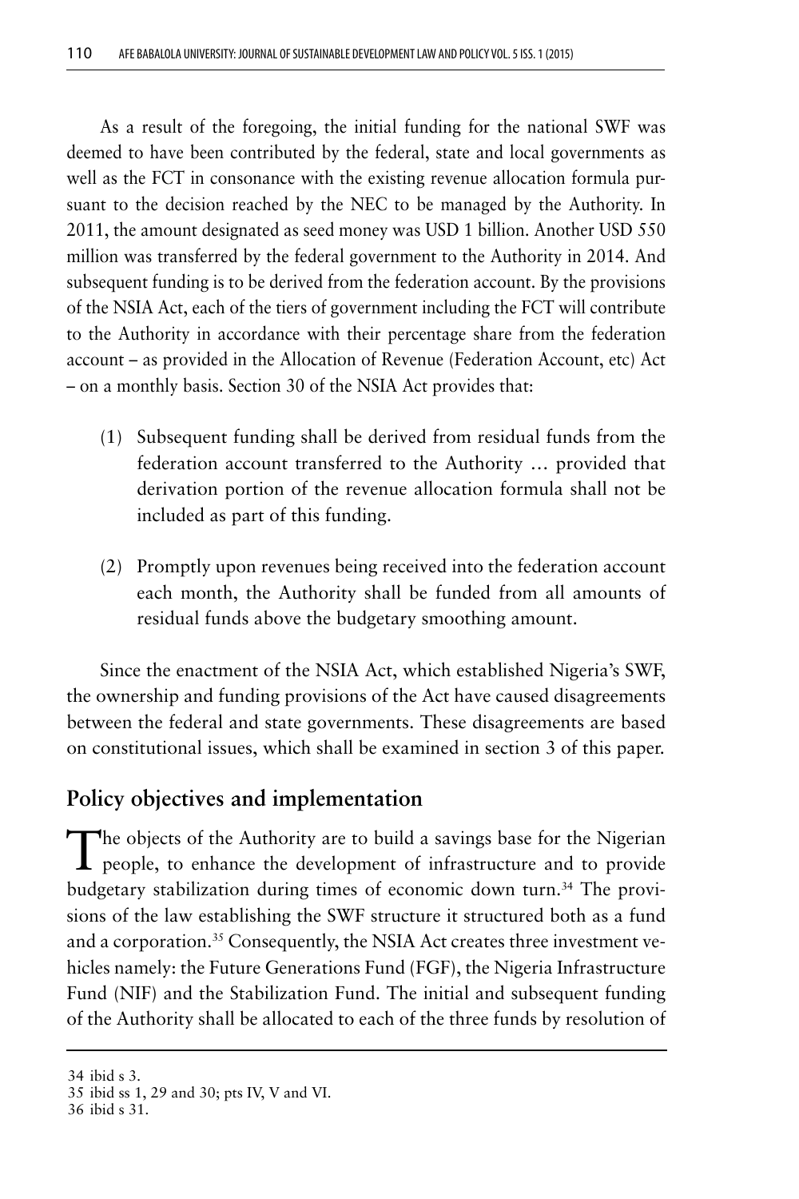As a result of the foregoing, the initial funding for the national SWF was deemed to have been contributed by the federal, state and local governments as well as the FCT in consonance with the existing revenue allocation formula pursuant to the decision reached by the NEC to be managed by the Authority. In 2011, the amount designated as seed money was USD 1 billion. Another USD 550 million was transferred by the federal government to the Authority in 2014. And subsequent funding is to be derived from the federation account. By the provisions of the NSIA Act, each of the tiers of government including the FCT will contribute to the Authority in accordance with their percentage share from the federation account – as provided in the Allocation of Revenue (Federation Account, etc) Act – on a monthly basis. Section 30 of the NSIA Act provides that:

> (1) Subsequent funding shall be derived from residual funds from the federation account transferred to the Authority … provided that derivation portion of the revenue allocation formula shall not be included as part of this funding.
>
> (2) Promptly upon revenues being received into the federation account each month, the Authority shall be funded from all amounts of residual funds above the budgetary smoothing amount.

Since the enactment of the NSIA Act, which established Nigeria's SWF, the ownership and funding provisions of the Act have caused disagreements between the federal and state governments. These disagreements are based on constitutional issues, which shall be examined in section 3 of this paper.

## Policy objectives and implementation

The objects of the Authority are to build a savings base for the Nigerian people, to enhance the development of infrastructure and to provide budgetary stabilization during times of economic down turn.[34] The provisions of the law establishing the SWF structure it structured both as a fund and a corporation.[35] Consequently, the NSIA Act creates three investment vehicles namely: the Future Generations Fund (FGF), the Nigeria Infrastructure Fund (NIF) and the Stabilization Fund. The initial and subsequent funding of the Authority shall be allocated to each of the three funds by resolution of

---

34 ibid s 3.

35 ibid ss 1, 29 and 30; pts IV, V and VI.

36 ibid s 31.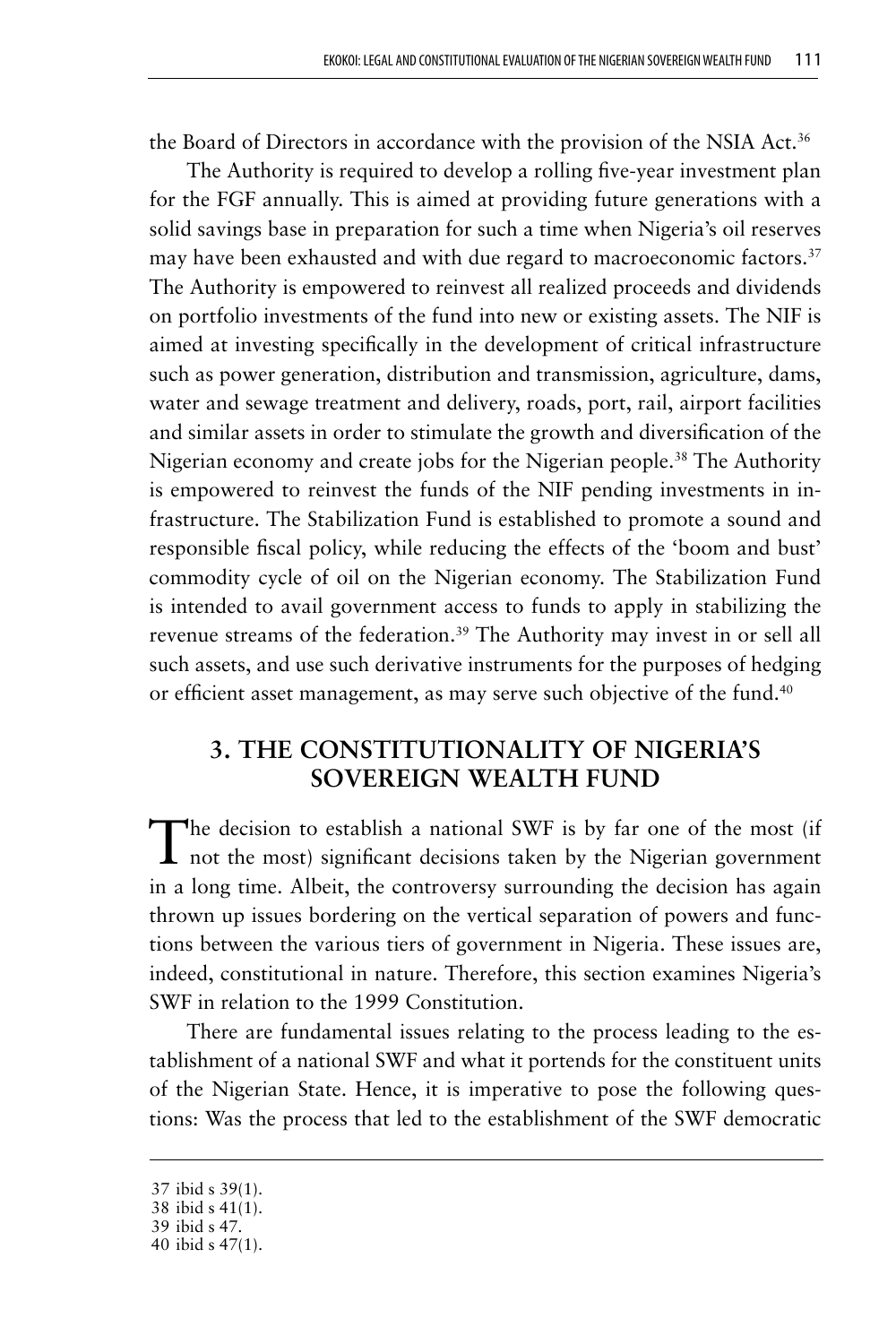the Board of Directors in accordance with the provision of the NSIA Act.[36]

The Authority is required to develop a rolling five-year investment plan for the FGF annually. This is aimed at providing future generations with a solid savings base in preparation for such a time when Nigeria's oil reserves may have been exhausted and with due regard to macroeconomic factors.[37] The Authority is empowered to reinvest all realized proceeds and dividends on portfolio investments of the fund into new or existing assets. The NIF is aimed at investing specifically in the development of critical infrastructure such as power generation, distribution and transmission, agriculture, dams, water and sewage treatment and delivery, roads, port, rail, airport facilities and similar assets in order to stimulate the growth and diversification of the Nigerian economy and create jobs for the Nigerian people.[38] The Authority is empowered to reinvest the funds of the NIF pending investments in infrastructure. The Stabilization Fund is established to promote a sound and responsible fiscal policy, while reducing the effects of the 'boom and bust' commodity cycle of oil on the Nigerian economy. The Stabilization Fund is intended to avail government access to funds to apply in stabilizing the revenue streams of the federation.[39] The Authority may invest in or sell all such assets, and use such derivative instruments for the purposes of hedging or efficient asset management, as may serve such objective of the fund.[40]

## 3. THE CONSTITUTIONALITY OF NIGERIA'S SOVEREIGN WEALTH FUND

The decision to establish a national SWF is by far one of the most (if not the most) significant decisions taken by the Nigerian government in a long time. Albeit, the controversy surrounding the decision has again thrown up issues bordering on the vertical separation of powers and functions between the various tiers of government in Nigeria. These issues are, indeed, constitutional in nature. Therefore, this section examines Nigeria's SWF in relation to the 1999 Constitution.

There are fundamental issues relating to the process leading to the establishment of a national SWF and what it portends for the constituent units of the Nigerian State. Hence, it is imperative to pose the following questions: Was the process that led to the establishment of the SWF democratic

---

37 ibid s 39(1).
38 ibid s 41(1).
39 ibid s 47.
40 ibid s 47(1).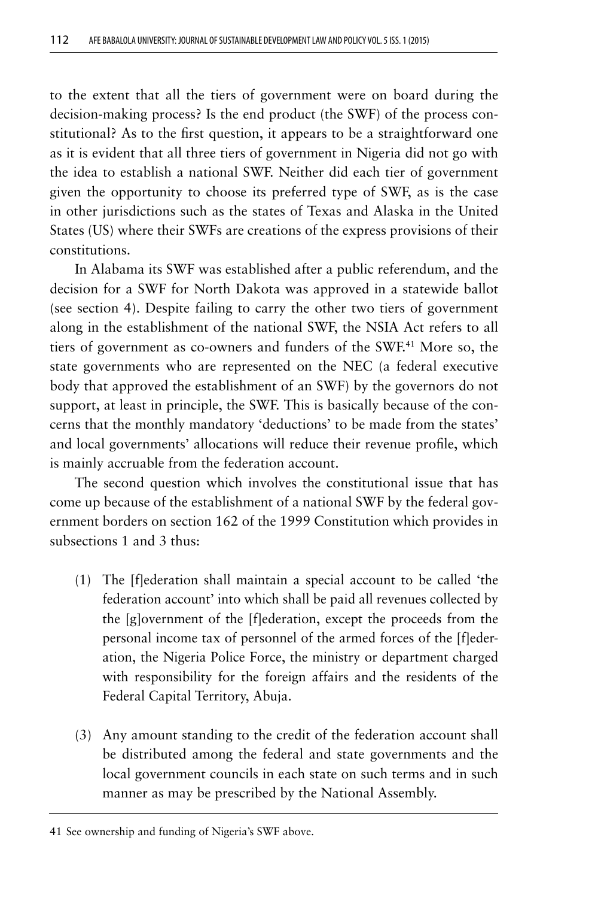to the extent that all the tiers of government were on board during the decision-making process? Is the end product (the SWF) of the process constitutional? As to the first question, it appears to be a straightforward one as it is evident that all three tiers of government in Nigeria did not go with the idea to establish a national SWF. Neither did each tier of government given the opportunity to choose its preferred type of SWF, as is the case in other jurisdictions such as the states of Texas and Alaska in the United States (US) where their SWFs are creations of the express provisions of their constitutions.

In Alabama its SWF was established after a public referendum, and the decision for a SWF for North Dakota was approved in a statewide ballot (see section 4). Despite failing to carry the other two tiers of government along in the establishment of the national SWF, the NSIA Act refers to all tiers of government as co-owners and funders of the SWF.[41] More so, the state governments who are represented on the NEC (a federal executive body that approved the establishment of an SWF) by the governors do not support, at least in principle, the SWF. This is basically because of the concerns that the monthly mandatory 'deductions' to be made from the states' and local governments' allocations will reduce their revenue profile, which is mainly accruable from the federation account.

The second question which involves the constitutional issue that has come up because of the establishment of a national SWF by the federal government borders on section 162 of the 1999 Constitution which provides in subsections 1 and 3 thus:

(1) The [f]ederation shall maintain a special account to be called 'the federation account' into which shall be paid all revenues collected by the [g]overnment of the [f]ederation, except the proceeds from the personal income tax of personnel of the armed forces of the [f]ederation, the Nigeria Police Force, the ministry or department charged with responsibility for the foreign affairs and the residents of the Federal Capital Territory, Abuja.

(3) Any amount standing to the credit of the federation account shall be distributed among the federal and state governments and the local government councils in each state on such terms and in such manner as may be prescribed by the National Assembly.

41 See ownership and funding of Nigeria's SWF above.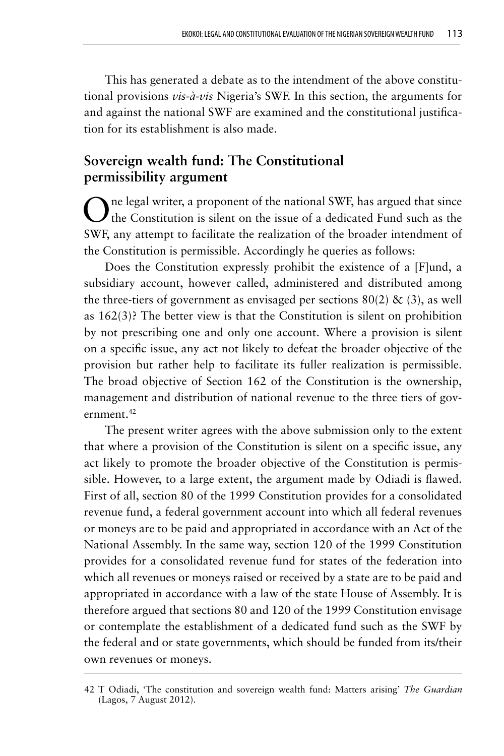This has generated a debate as to the intendment of the above constitutional provisions *vis-à-vis* Nigeria's SWF. In this section, the arguments for and against the national SWF are examined and the constitutional justification for its establishment is also made.

## Sovereign wealth fund: The Constitutional permissibility argument

One legal writer, a proponent of the national SWF, has argued that since the Constitution is silent on the issue of a dedicated Fund such as the SWF, any attempt to facilitate the realization of the broader intendment of the Constitution is permissible. Accordingly he queries as follows:

Does the Constitution expressly prohibit the existence of a [F]und, a subsidiary account, however called, administered and distributed among the three-tiers of government as envisaged per sections 80(2) & (3), as well as 162(3)? The better view is that the Constitution is silent on prohibition by not prescribing one and only one account. Where a provision is silent on a specific issue, any act not likely to defeat the broader objective of the provision but rather help to facilitate its fuller realization is permissible. The broad objective of Section 162 of the Constitution is the ownership, management and distribution of national revenue to the three tiers of government.[42]

The present writer agrees with the above submission only to the extent that where a provision of the Constitution is silent on a specific issue, any act likely to promote the broader objective of the Constitution is permissible. However, to a large extent, the argument made by Odiadi is flawed. First of all, section 80 of the 1999 Constitution provides for a consolidated revenue fund, a federal government account into which all federal revenues or moneys are to be paid and appropriated in accordance with an Act of the National Assembly. In the same way, section 120 of the 1999 Constitution provides for a consolidated revenue fund for states of the federation into which all revenues or moneys raised or received by a state are to be paid and appropriated in accordance with a law of the state House of Assembly. It is therefore argued that sections 80 and 120 of the 1999 Constitution envisage or contemplate the establishment of a dedicated fund such as the SWF by the federal and or state governments, which should be funded from its/their own revenues or moneys.

---

42 T Odiadi, 'The constitution and sovereign wealth fund: Matters arising' *The Guardian* (Lagos, 7 August 2012).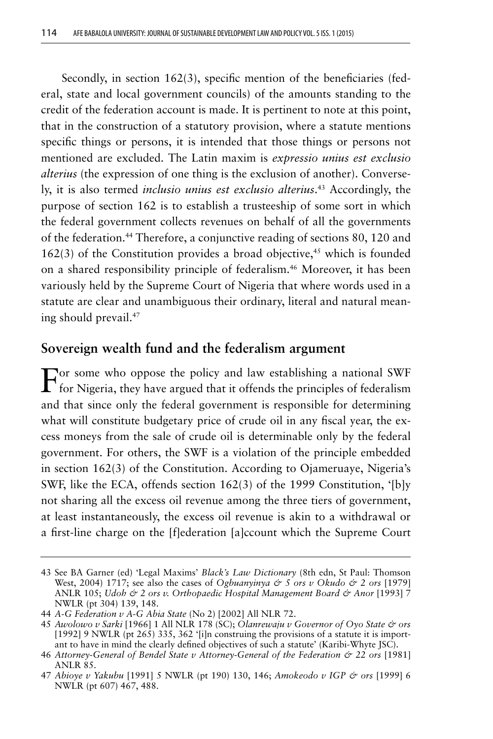Secondly, in section 162(3), specific mention of the beneficiaries (federal, state and local government councils) of the amounts standing to the credit of the federation account is made. It is pertinent to note at this point, that in the construction of a statutory provision, where a statute mentions specific things or persons, it is intended that those things or persons not mentioned are excluded. The Latin maxim is *expressio unius est exclusio alterius* (the expression of one thing is the exclusion of another). Conversely, it is also termed *inclusio unius est exclusio alterius*.[43] Accordingly, the purpose of section 162 is to establish a trusteeship of some sort in which the federal government collects revenues on behalf of all the governments of the federation.[44] Therefore, a conjunctive reading of sections 80, 120 and 162(3) of the Constitution provides a broad objective,[45] which is founded on a shared responsibility principle of federalism.[46] Moreover, it has been variously held by the Supreme Court of Nigeria that where words used in a statute are clear and unambiguous their ordinary, literal and natural meaning should prevail.[47]

## Sovereign wealth fund and the federalism argument

For some who oppose the policy and law establishing a national SWF for Nigeria, they have argued that it offends the principles of federalism and that since only the federal government is responsible for determining what will constitute budgetary price of crude oil in any fiscal year, the excess moneys from the sale of crude oil is determinable only by the federal government. For others, the SWF is a violation of the principle embedded in section 162(3) of the Constitution. According to Ojameruaye, Nigeria's SWF, like the ECA, offends section 162(3) of the 1999 Constitution, '[b]y not sharing all the excess oil revenue among the three tiers of government, at least instantaneously, the excess oil revenue is akin to a withdrawal or a first-line charge on the [f]ederation [a]ccount which the Supreme Court

---

43 See BA Garner (ed) 'Legal Maxims' *Black's Law Dictionary* (8th edn, St Paul: Thomson West, 2004) 1717; see also the cases of *Ogbuanyinya & 5 ors v Okudo & 2 ors* [1979] ANLR 105; *Udoh & 2 ors v. Orthopaedic Hospital Management Board & Anor* [1993] 7 NWLR (pt 304) 139, 148.

44 *A-G Federation v A-G Abia State* (No 2) [2002] All NLR 72.

45 *Awolowo v Sarki* [1966] 1 All NLR 178 (SC); *Olanrewaju v Governor of Oyo State & ors* [1992] 9 NWLR (pt 265) 335, 362 '[i]n construing the provisions of a statute it is important to have in mind the clearly defined objectives of such a statute' (Karibi-Whyte JSC).

46 *Attorney-General of Bendel State v Attorney-General of the Federation & 22 ors* [1981] ANLR 85.

47 *Abioye v Yakubu* [1991] 5 NWLR (pt 190) 130, 146; *Amokeodo v IGP & ors* [1999] 6 NWLR (pt 607) 467, 488.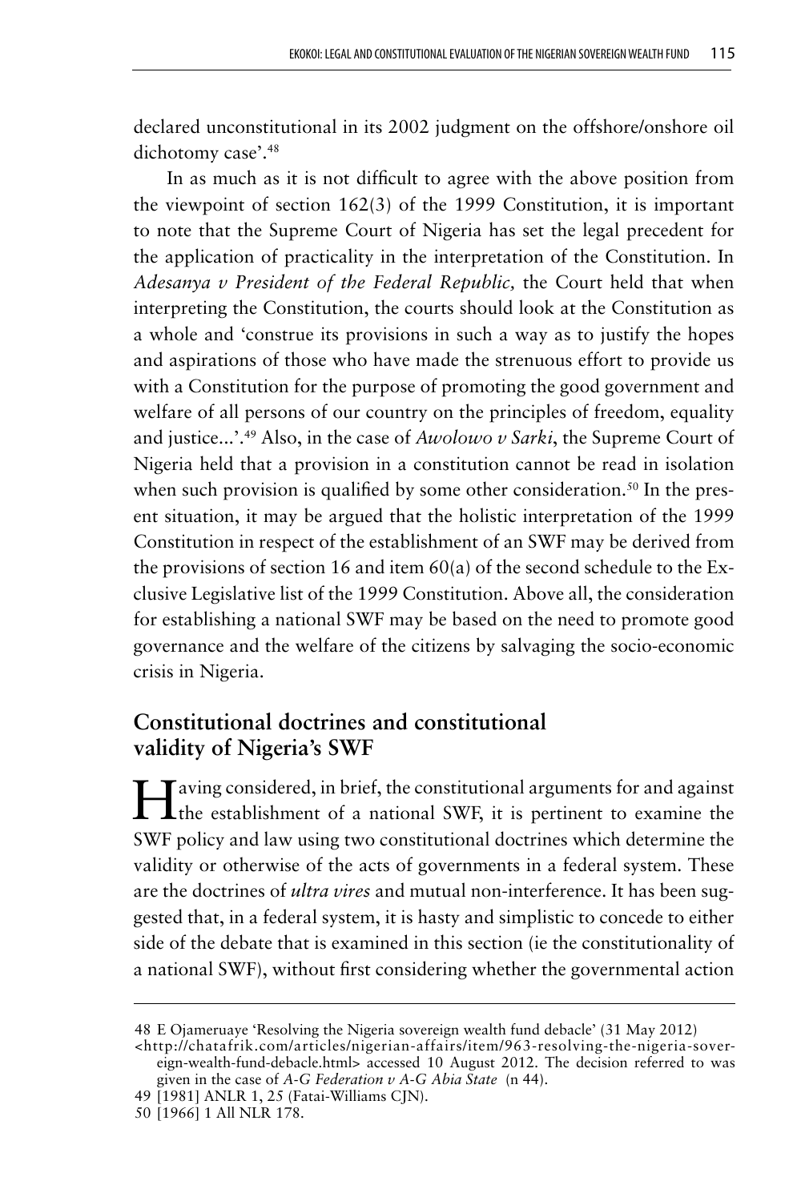declared unconstitutional in its 2002 judgment on the offshore/onshore oil dichotomy case'.[48]

In as much as it is not difficult to agree with the above position from the viewpoint of section 162(3) of the 1999 Constitution, it is important to note that the Supreme Court of Nigeria has set the legal precedent for the application of practicality in the interpretation of the Constitution. In *Adesanya v President of the Federal Republic,* the Court held that when interpreting the Constitution, the courts should look at the Constitution as a whole and 'construe its provisions in such a way as to justify the hopes and aspirations of those who have made the strenuous effort to provide us with a Constitution for the purpose of promoting the good government and welfare of all persons of our country on the principles of freedom, equality and justice...'.[49] Also, in the case of *Awolowo v Sarki*, the Supreme Court of Nigeria held that a provision in a constitution cannot be read in isolation when such provision is qualified by some other consideration.[50] In the present situation, it may be argued that the holistic interpretation of the 1999 Constitution in respect of the establishment of an SWF may be derived from the provisions of section 16 and item 60(a) of the second schedule to the Exclusive Legislative list of the 1999 Constitution. Above all, the consideration for establishing a national SWF may be based on the need to promote good governance and the welfare of the citizens by salvaging the socio-economic crisis in Nigeria.

## Constitutional doctrines and constitutional validity of Nigeria's SWF

Having considered, in brief, the constitutional arguments for and against the establishment of a national SWF, it is pertinent to examine the SWF policy and law using two constitutional doctrines which determine the validity or otherwise of the acts of governments in a federal system. These are the doctrines of ***ultra vires*** and mutual non-interference. It has been suggested that, in a federal system, it is hasty and simplistic to concede to either side of the debate that is examined in this section (ie the constitutionality of a national SWF), without first considering whether the governmental action

---

48 E Ojameruaye 'Resolving the Nigeria sovereign wealth fund debacle' (31 May 2012) <http://chatafrik.com/articles/nigerian-affairs/item/963-resolving-the-nigeria-sovereign-wealth-fund-debacle.html> accessed 10 August 2012. The decision referred to was given in the case of *A-G Federation v A-G Abia State* (n 44).

49 [1981] ANLR 1, 25 (Fatai-Williams CJN).

50 [1966] 1 All NLR 178.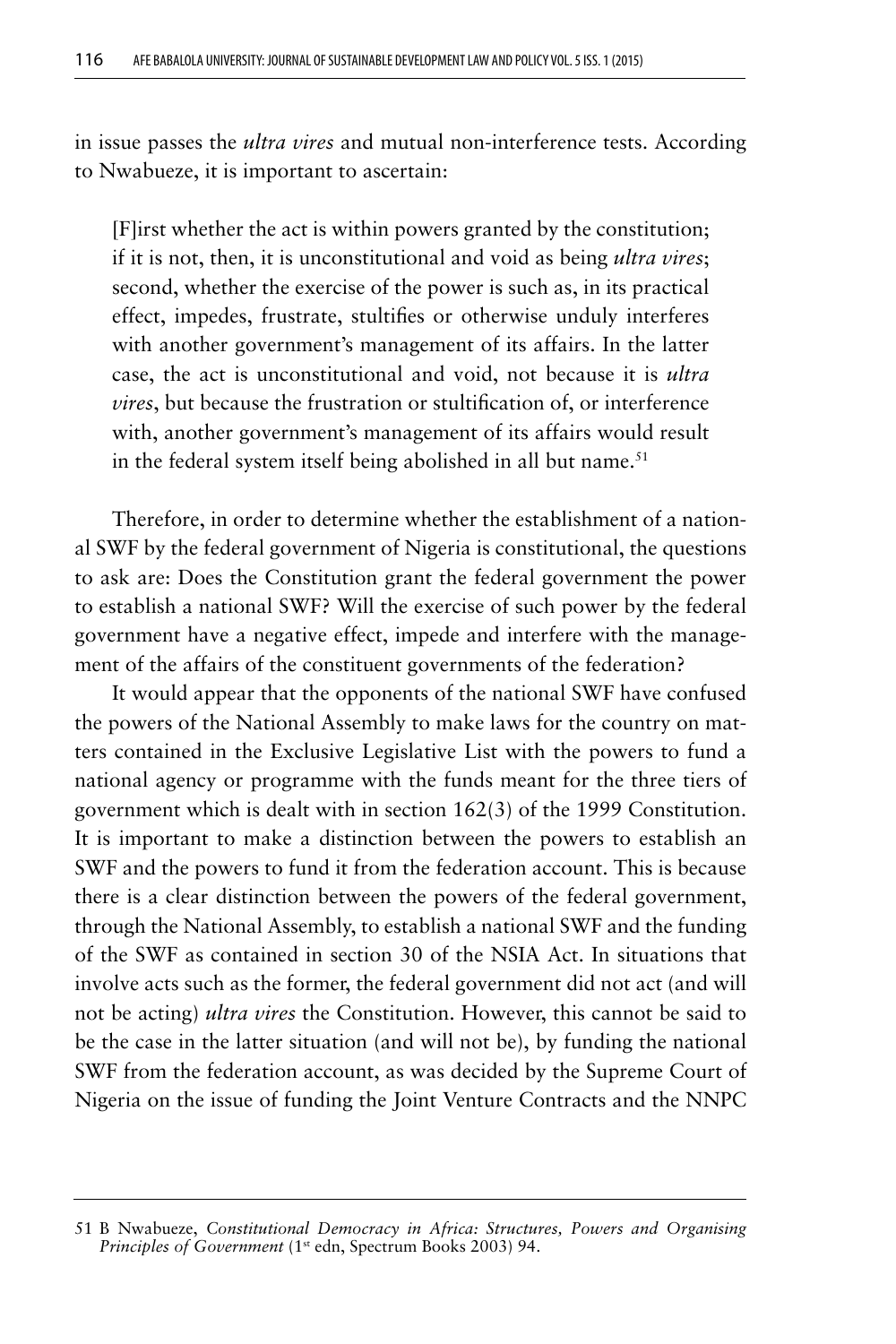in issue passes the *ultra vires* and mutual non-interference tests. According to Nwabueze, it is important to ascertain:

> [F]irst whether the act is within powers granted by the constitution; if it is not, then, it is unconstitutional and void as being *ultra vires*; second, whether the exercise of the power is such as, in its practical effect, impedes, frustrate, stultifies or otherwise unduly interferes with another government's management of its affairs. In the latter case, the act is unconstitutional and void, not because it is *ultra vires*, but because the frustration or stultification of, or interference with, another government's management of its affairs would result in the federal system itself being abolished in all but name.[51]

Therefore, in order to determine whether the establishment of a national SWF by the federal government of Nigeria is constitutional, the questions to ask are: Does the Constitution grant the federal government the power to establish a national SWF? Will the exercise of such power by the federal government have a negative effect, impede and interfere with the management of the affairs of the constituent governments of the federation?

It would appear that the opponents of the national SWF have confused the powers of the National Assembly to make laws for the country on matters contained in the Exclusive Legislative List with the powers to fund a national agency or programme with the funds meant for the three tiers of government which is dealt with in section 162(3) of the 1999 Constitution. It is important to make a distinction between the powers to establish an SWF and the powers to fund it from the federation account. This is because there is a clear distinction between the powers of the federal government, through the National Assembly, to establish a national SWF and the funding of the SWF as contained in section 30 of the NSIA Act. In situations that involve acts such as the former, the federal government did not act (and will not be acting) *ultra vires* the Constitution. However, this cannot be said to be the case in the latter situation (and will not be), by funding the national SWF from the federation account, as was decided by the Supreme Court of Nigeria on the issue of funding the Joint Venture Contracts and the NNPC

---

51 B Nwabueze, *Constitutional Democracy in Africa: Structures, Powers and Organising Principles of Government* (1st edn, Spectrum Books 2003) 94.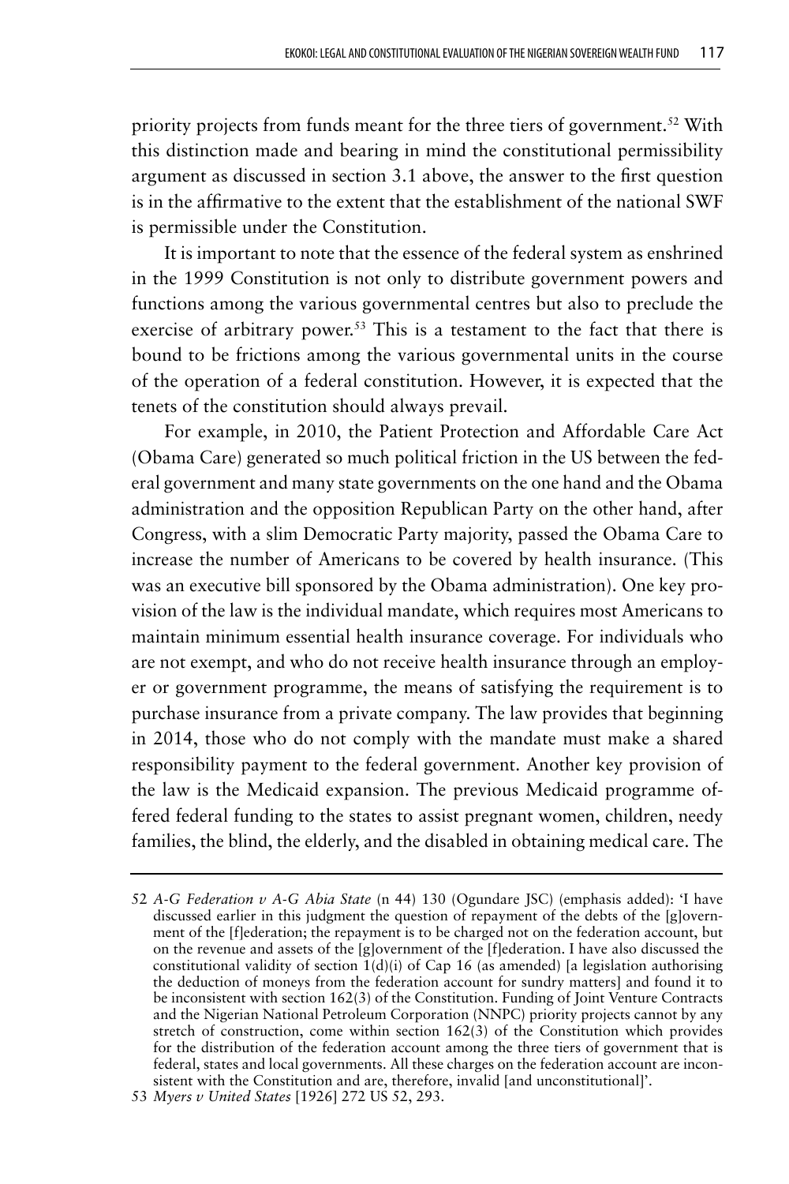priority projects from funds meant for the three tiers of government.[52] With this distinction made and bearing in mind the constitutional permissibility argument as discussed in section 3.1 above, the answer to the first question is in the affirmative to the extent that the establishment of the national SWF is permissible under the Constitution.

It is important to note that the essence of the federal system as enshrined in the 1999 Constitution is not only to distribute government powers and functions among the various governmental centres but also to preclude the exercise of arbitrary power.[53] This is a testament to the fact that there is bound to be frictions among the various governmental units in the course of the operation of a federal constitution. However, it is expected that the tenets of the constitution should always prevail.

For example, in 2010, the Patient Protection and Affordable Care Act (Obama Care) generated so much political friction in the US between the federal government and many state governments on the one hand and the Obama administration and the opposition Republican Party on the other hand, after Congress, with a slim Democratic Party majority, passed the Obama Care to increase the number of Americans to be covered by health insurance. (This was an executive bill sponsored by the Obama administration). One key provision of the law is the individual mandate, which requires most Americans to maintain minimum essential health insurance coverage. For individuals who are not exempt, and who do not receive health insurance through an employer or government programme, the means of satisfying the requirement is to purchase insurance from a private company. The law provides that beginning in 2014, those who do not comply with the mandate must make a shared responsibility payment to the federal government. Another key provision of the law is the Medicaid expansion. The previous Medicaid programme offered federal funding to the states to assist pregnant women, children, needy families, the blind, the elderly, and the disabled in obtaining medical care. The

---

52 *A-G Federation v A-G Abia State* (n 44) 130 (Ogundare JSC) (emphasis added): 'I have discussed earlier in this judgment the question of repayment of the debts of the [g]overnment of the [f]ederation; the repayment is to be charged not on the federation account, but on the revenue and assets of the [g]overnment of the [f]ederation. I have also discussed the constitutional validity of section 1(d)(i) of Cap 16 (as amended) [a legislation authorising the deduction of moneys from the federation account for sundry matters] and found it to be inconsistent with section 162(3) of the Constitution. Funding of Joint Venture Contracts and the Nigerian National Petroleum Corporation (NNPC) priority projects cannot by any stretch of construction, come within section 162(3) of the Constitution which provides for the distribution of the federation account among the three tiers of government that is federal, states and local governments. All these charges on the federation account are inconsistent with the Constitution and are, therefore, invalid [and unconstitutional]'.

53 *Myers v United States* [1926] 272 US 52, 293.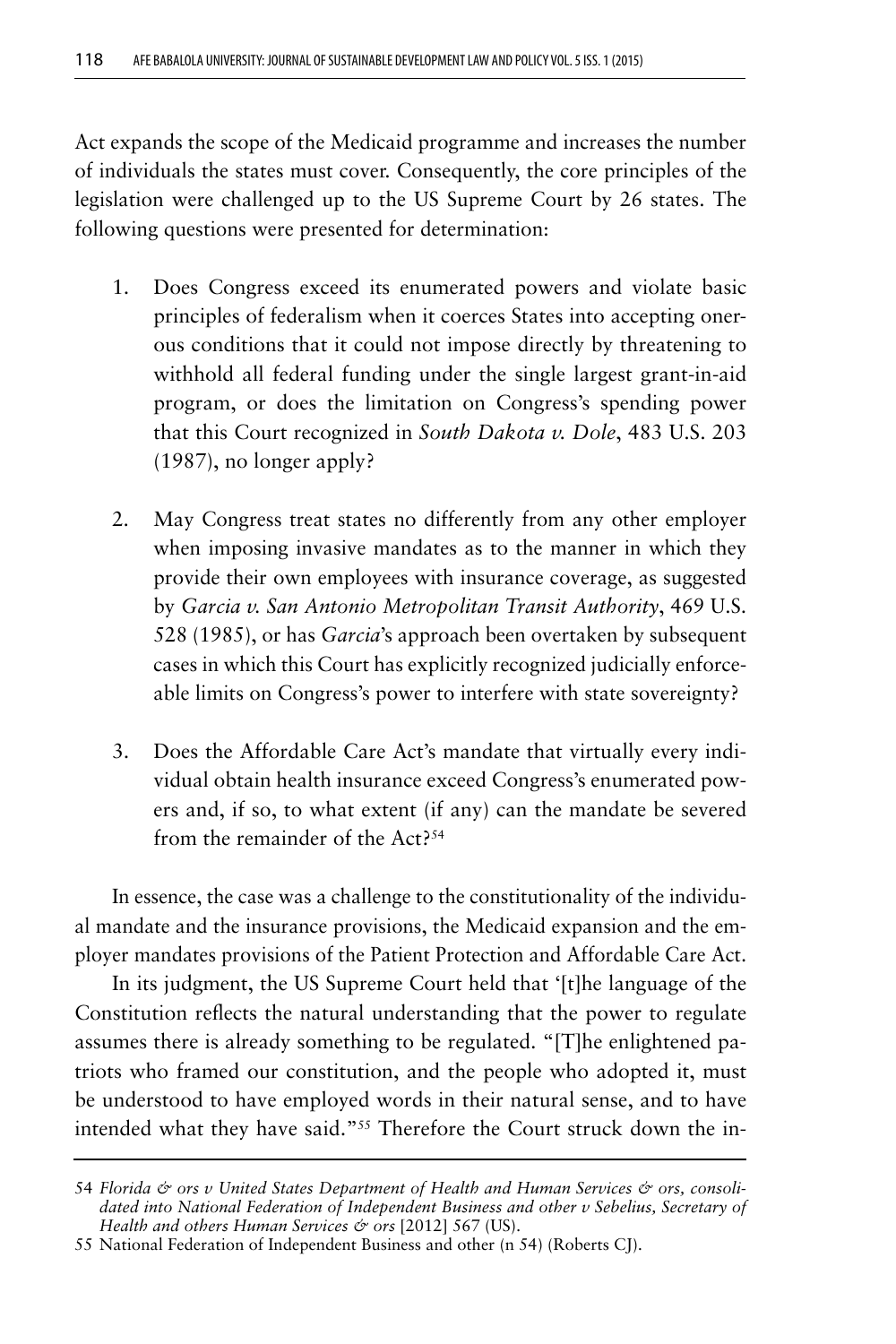Act expands the scope of the Medicaid programme and increases the number of individuals the states must cover. Consequently, the core principles of the legislation were challenged up to the US Supreme Court by 26 states. The following questions were presented for determination:

1. Does Congress exceed its enumerated powers and violate basic principles of federalism when it coerces States into accepting onerous conditions that it could not impose directly by threatening to withhold all federal funding under the single largest grant-in-aid program, or does the limitation on Congress's spending power that this Court recognized in *South Dakota v. Dole*, 483 U.S. 203 (1987), no longer apply?

2. May Congress treat states no differently from any other employer when imposing invasive mandates as to the manner in which they provide their own employees with insurance coverage, as suggested by *Garcia v. San Antonio Metropolitan Transit Authority*, 469 U.S. 528 (1985), or has *Garcia*'s approach been overtaken by subsequent cases in which this Court has explicitly recognized judicially enforceable limits on Congress's power to interfere with state sovereignty?

3. Does the Affordable Care Act's mandate that virtually every individual obtain health insurance exceed Congress's enumerated powers and, if so, to what extent (if any) can the mandate be severed from the remainder of the Act?[54]

In essence, the case was a challenge to the constitutionality of the individual mandate and the insurance provisions, the Medicaid expansion and the employer mandates provisions of the Patient Protection and Affordable Care Act.

In its judgment, the US Supreme Court held that '[t]he language of the Constitution reflects the natural understanding that the power to regulate assumes there is already something to be regulated. "[T]he enlightened patriots who framed our constitution, and the people who adopted it, must be understood to have employed words in their natural sense, and to have intended what they have said."[55] Therefore the Court struck down the in-

---

54 *Florida & ors v United States Department of Health and Human Services & ors, consolidated into National Federation of Independent Business and other v Sebelius, Secretary of Health and others Human Services & ors* [2012] 567 (US).

55 National Federation of Independent Business and other (n 54) (Roberts CJ).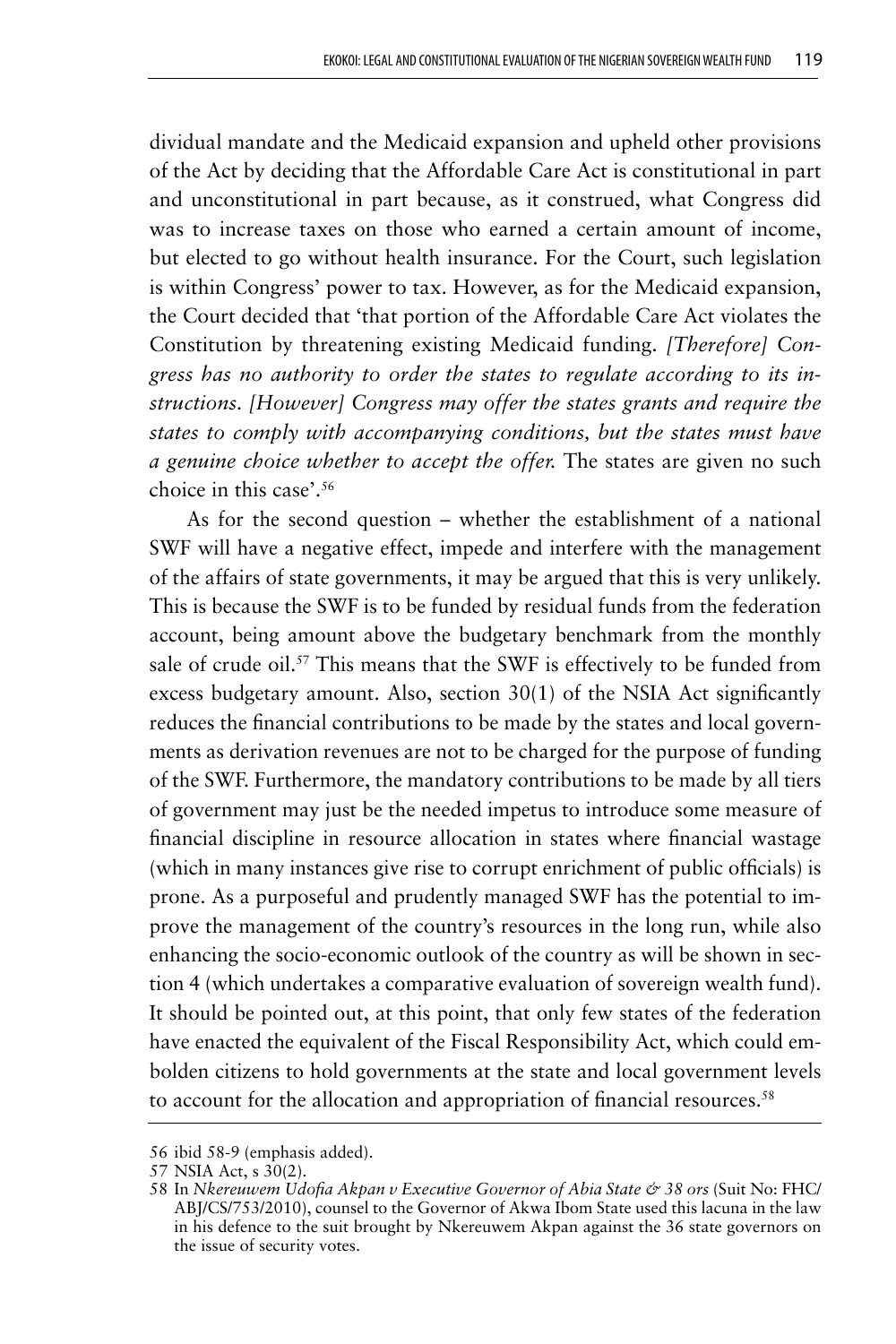dividual mandate and the Medicaid expansion and upheld other provisions of the Act by deciding that the Affordable Care Act is constitutional in part and unconstitutional in part because, as it construed, what Congress did was to increase taxes on those who earned a certain amount of income, but elected to go without health insurance. For the Court, such legislation is within Congress' power to tax. However, as for the Medicaid expansion, the Court decided that 'that portion of the Affordable Care Act violates the Constitution by threatening existing Medicaid funding. *[Therefore] Congress has no authority to order the states to regulate according to its instructions. [However] Congress may offer the states grants and require the states to comply with accompanying conditions, but the states must have a genuine choice whether to accept the offer.* The states are given no such choice in this case'.[56]

As for the second question – whether the establishment of a national SWF will have a negative effect, impede and interfere with the management of the affairs of state governments, it may be argued that this is very unlikely. This is because the SWF is to be funded by residual funds from the federation account, being amount above the budgetary benchmark from the monthly sale of crude oil.[57] This means that the SWF is effectively to be funded from excess budgetary amount. Also, section 30(1) of the NSIA Act significantly reduces the financial contributions to be made by the states and local governments as derivation revenues are not to be charged for the purpose of funding of the SWF. Furthermore, the mandatory contributions to be made by all tiers of government may just be the needed impetus to introduce some measure of financial discipline in resource allocation in states where financial wastage (which in many instances give rise to corrupt enrichment of public officials) is prone. As a purposeful and prudently managed SWF has the potential to improve the management of the country's resources in the long run, while also enhancing the socio-economic outlook of the country as will be shown in section 4 (which undertakes a comparative evaluation of sovereign wealth fund). It should be pointed out, at this point, that only few states of the federation have enacted the equivalent of the Fiscal Responsibility Act, which could embolden citizens to hold governments at the state and local government levels to account for the allocation and appropriation of financial resources.[58]

---

56 ibid 58-9 (emphasis added).

57 NSIA Act, s 30(2).

58 In *Nkereuwem Udofia Akpan v Executive Governor of Abia State & 38 ors* (Suit No: FHC/ABJ/CS/753/2010), counsel to the Governor of Akwa Ibom State used this lacuna in the law in his defence to the suit brought by Nkereuwem Akpan against the 36 state governors on the issue of security votes.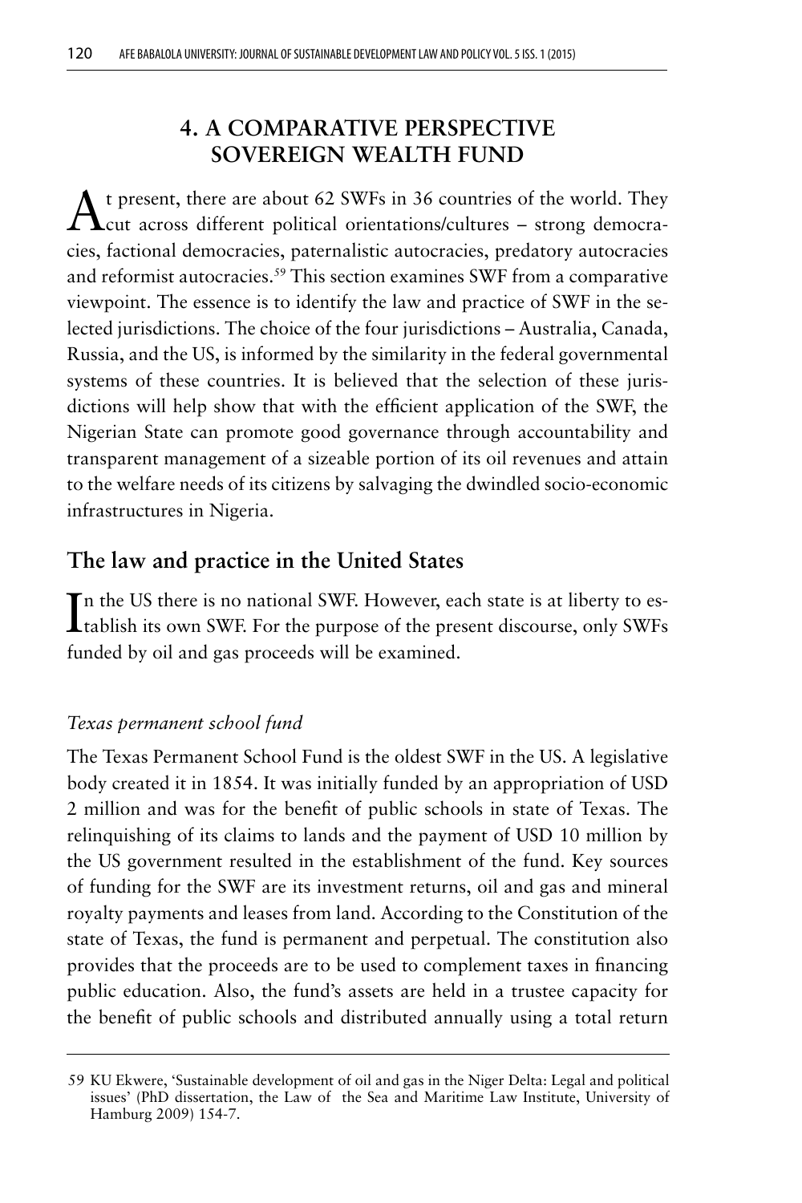## 4. A COMPARATIVE PERSPECTIVE SOVEREIGN WEALTH FUND

At present, there are about 62 SWFs in 36 countries of the world. They cut across different political orientations/cultures – strong democracies, factional democracies, paternalistic autocracies, predatory autocracies and reformist autocracies.[59] This section examines SWF from a comparative viewpoint. The essence is to identify the law and practice of SWF in the selected jurisdictions. The choice of the four jurisdictions – Australia, Canada, Russia, and the US, is informed by the similarity in the federal governmental systems of these countries. It is believed that the selection of these jurisdictions will help show that with the efficient application of the SWF, the Nigerian State can promote good governance through accountability and transparent management of a sizeable portion of its oil revenues and attain to the welfare needs of its citizens by salvaging the dwindled socio-economic infrastructures in Nigeria.

### The law and practice in the United States

In the US there is no national SWF. However, each state is at liberty to establish its own SWF. For the purpose of the present discourse, only SWFs funded by oil and gas proceeds will be examined.

#### *Texas permanent school fund*

The Texas Permanent School Fund is the oldest SWF in the US. A legislative body created it in 1854. It was initially funded by an appropriation of USD 2 million and was for the benefit of public schools in state of Texas. The relinquishing of its claims to lands and the payment of USD 10 million by the US government resulted in the establishment of the fund. Key sources of funding for the SWF are its investment returns, oil and gas and mineral royalty payments and leases from land. According to the Constitution of the state of Texas, the fund is permanent and perpetual. The constitution also provides that the proceeds are to be used to complement taxes in financing public education. Also, the fund's assets are held in a trustee capacity for the benefit of public schools and distributed annually using a total return

---

59 KU Ekwere, 'Sustainable development of oil and gas in the Niger Delta: Legal and political issues' (PhD dissertation, the Law of the Sea and Maritime Law Institute, University of Hamburg 2009) 154-7.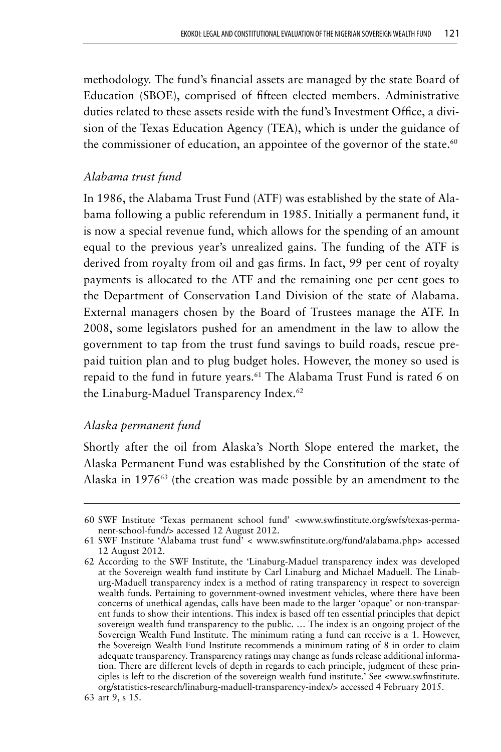methodology. The fund's financial assets are managed by the state Board of Education (SBOE), comprised of fifteen elected members. Administrative duties related to these assets reside with the fund's Investment Office, a division of the Texas Education Agency (TEA), which is under the guidance of the commissioner of education, an appointee of the governor of the state.[60]

### *Alabama trust fund*

In 1986, the Alabama Trust Fund (ATF) was established by the state of Alabama following a public referendum in 1985. Initially a permanent fund, it is now a special revenue fund, which allows for the spending of an amount equal to the previous year's unrealized gains. The funding of the ATF is derived from royalty from oil and gas firms. In fact, 99 per cent of royalty payments is allocated to the ATF and the remaining one per cent goes to the Department of Conservation Land Division of the state of Alabama. External managers chosen by the Board of Trustees manage the ATF. In 2008, some legislators pushed for an amendment in the law to allow the government to tap from the trust fund savings to build roads, rescue prepaid tuition plan and to plug budget holes. However, the money so used is repaid to the fund in future years.[61] The Alabama Trust Fund is rated 6 on the Linaburg-Maduel Transparency Index.[62]

### *Alaska permanent fund*

Shortly after the oil from Alaska's North Slope entered the market, the Alaska Permanent Fund was established by the Constitution of the state of Alaska in 1976[63] (the creation was made possible by an amendment to the

---

60 SWF Institute 'Texas permanent school fund' <www.swfinstitute.org/swfs/texas-permanent-school-fund/> accessed 12 August 2012.

61 SWF Institute 'Alabama trust fund' < www.swfinstitute.org/fund/alabama.php> accessed 12 August 2012.

62 According to the SWF Institute, the 'Linaburg-Maduel transparency index was developed at the Sovereign wealth fund institute by Carl Linaburg and Michael Maduell. The Linaburg-Maduell transparency index is a method of rating transparency in respect to sovereign wealth funds. Pertaining to government-owned investment vehicles, where there have been concerns of unethical agendas, calls have been made to the larger 'opaque' or non-transparent funds to show their intentions. This index is based off ten essential principles that depict sovereign wealth fund transparency to the public. … The index is an ongoing project of the Sovereign Wealth Fund Institute. The minimum rating a fund can receive is a 1. However, the Sovereign Wealth Fund Institute recommends a minimum rating of 8 in order to claim adequate transparency. Transparency ratings may change as funds release additional information. There are different levels of depth in regards to each principle, judgment of these principles is left to the discretion of the sovereign wealth fund institute.' See <www.swfinstitute.org/statistics-research/linaburg-maduell-transparency-index/> accessed 4 February 2015.

63 art 9, s 15.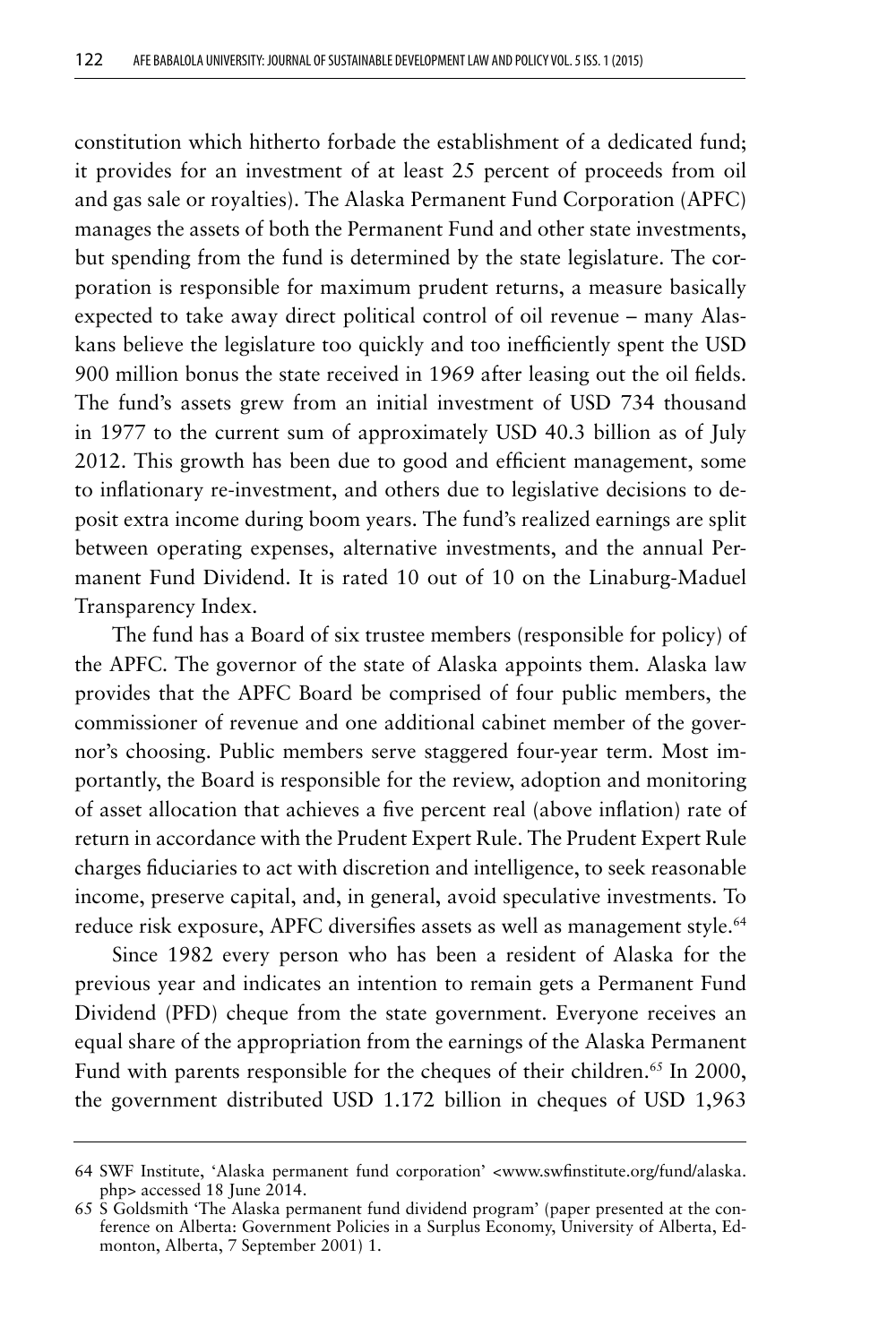constitution which hitherto forbade the establishment of a dedicated fund; it provides for an investment of at least 25 percent of proceeds from oil and gas sale or royalties). The Alaska Permanent Fund Corporation (APFC) manages the assets of both the Permanent Fund and other state investments, but spending from the fund is determined by the state legislature. The corporation is responsible for maximum prudent returns, a measure basically expected to take away direct political control of oil revenue – many Alaskans believe the legislature too quickly and too inefficiently spent the USD 900 million bonus the state received in 1969 after leasing out the oil fields. The fund's assets grew from an initial investment of USD 734 thousand in 1977 to the current sum of approximately USD 40.3 billion as of July 2012. This growth has been due to good and efficient management, some to inflationary re-investment, and others due to legislative decisions to deposit extra income during boom years. The fund's realized earnings are split between operating expenses, alternative investments, and the annual Permanent Fund Dividend. It is rated 10 out of 10 on the Linaburg-Maduel Transparency Index.

The fund has a Board of six trustee members (responsible for policy) of the APFC. The governor of the state of Alaska appoints them. Alaska law provides that the APFC Board be comprised of four public members, the commissioner of revenue and one additional cabinet member of the governor's choosing. Public members serve staggered four-year term. Most importantly, the Board is responsible for the review, adoption and monitoring of asset allocation that achieves a five percent real (above inflation) rate of return in accordance with the Prudent Expert Rule. The Prudent Expert Rule charges fiduciaries to act with discretion and intelligence, to seek reasonable income, preserve capital, and, in general, avoid speculative investments. To reduce risk exposure, APFC diversifies assets as well as management style.[64]

Since 1982 every person who has been a resident of Alaska for the previous year and indicates an intention to remain gets a Permanent Fund Dividend (PFD) cheque from the state government. Everyone receives an equal share of the appropriation from the earnings of the Alaska Permanent Fund with parents responsible for the cheques of their children.[65] In 2000, the government distributed USD 1.172 billion in cheques of USD 1,963

---

64 SWF Institute, 'Alaska permanent fund corporation' <www.swfinstitute.org/fund/alaska.php> accessed 18 June 2014.

65 S Goldsmith 'The Alaska permanent fund dividend program' (paper presented at the conference on Alberta: Government Policies in a Surplus Economy, University of Alberta, Edmonton, Alberta, 7 September 2001) 1.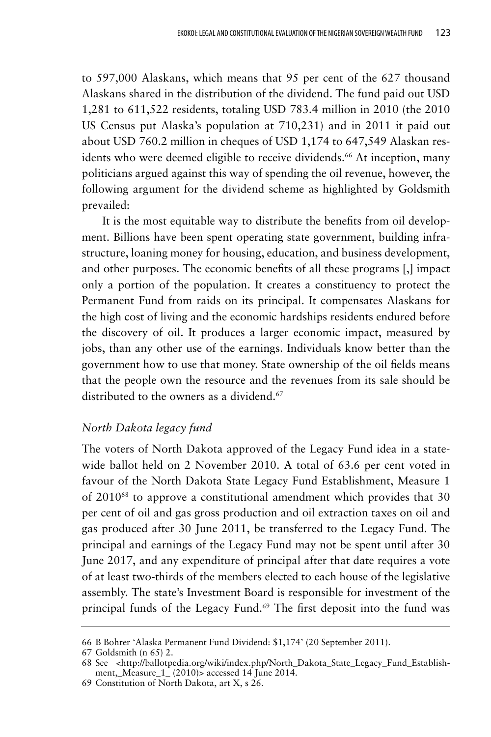to 597,000 Alaskans, which means that 95 per cent of the 627 thousand Alaskans shared in the distribution of the dividend. The fund paid out USD 1,281 to 611,522 residents, totaling USD 783.4 million in 2010 (the 2010 US Census put Alaska's population at 710,231) and in 2011 it paid out about USD 760.2 million in cheques of USD 1,174 to 647,549 Alaskan residents who were deemed eligible to receive dividends.[66] At inception, many politicians argued against this way of spending the oil revenue, however, the following argument for the dividend scheme as highlighted by Goldsmith prevailed:

> It is the most equitable way to distribute the benefits from oil development. Billions have been spent operating state government, building infrastructure, loaning money for housing, education, and business development, and other purposes. The economic benefits of all these programs [,] impact only a portion of the population. It creates a constituency to protect the Permanent Fund from raids on its principal. It compensates Alaskans for the high cost of living and the economic hardships residents endured before the discovery of oil. It produces a larger economic impact, measured by jobs, than any other use of the earnings. Individuals know better than the government how to use that money. State ownership of the oil fields means that the people own the resource and the revenues from its sale should be distributed to the owners as a dividend.[67]

### *North Dakota legacy fund*

The voters of North Dakota approved of the Legacy Fund idea in a statewide ballot held on 2 November 2010. A total of 63.6 per cent voted in favour of the North Dakota State Legacy Fund Establishment, Measure 1 of 2010[68] to approve a constitutional amendment which provides that 30 per cent of oil and gas gross production and oil extraction taxes on oil and gas produced after 30 June 2011, be transferred to the Legacy Fund. The principal and earnings of the Legacy Fund may not be spent until after 30 June 2017, and any expenditure of principal after that date requires a vote of at least two-thirds of the members elected to each house of the legislative assembly. The state's Investment Board is responsible for investment of the principal funds of the Legacy Fund.[69] The first deposit into the fund was

---

66 B Bohrer 'Alaska Permanent Fund Dividend: $1,174' (20 September 2011).

67 Goldsmith (n 65) 2.

68 See <http://ballotpedia.org/wiki/index.php/North_Dakota_State_Legacy_Fund_Establishment,_Measure_1_ (2010)> accessed 14 June 2014.

69 Constitution of North Dakota, art X, s 26.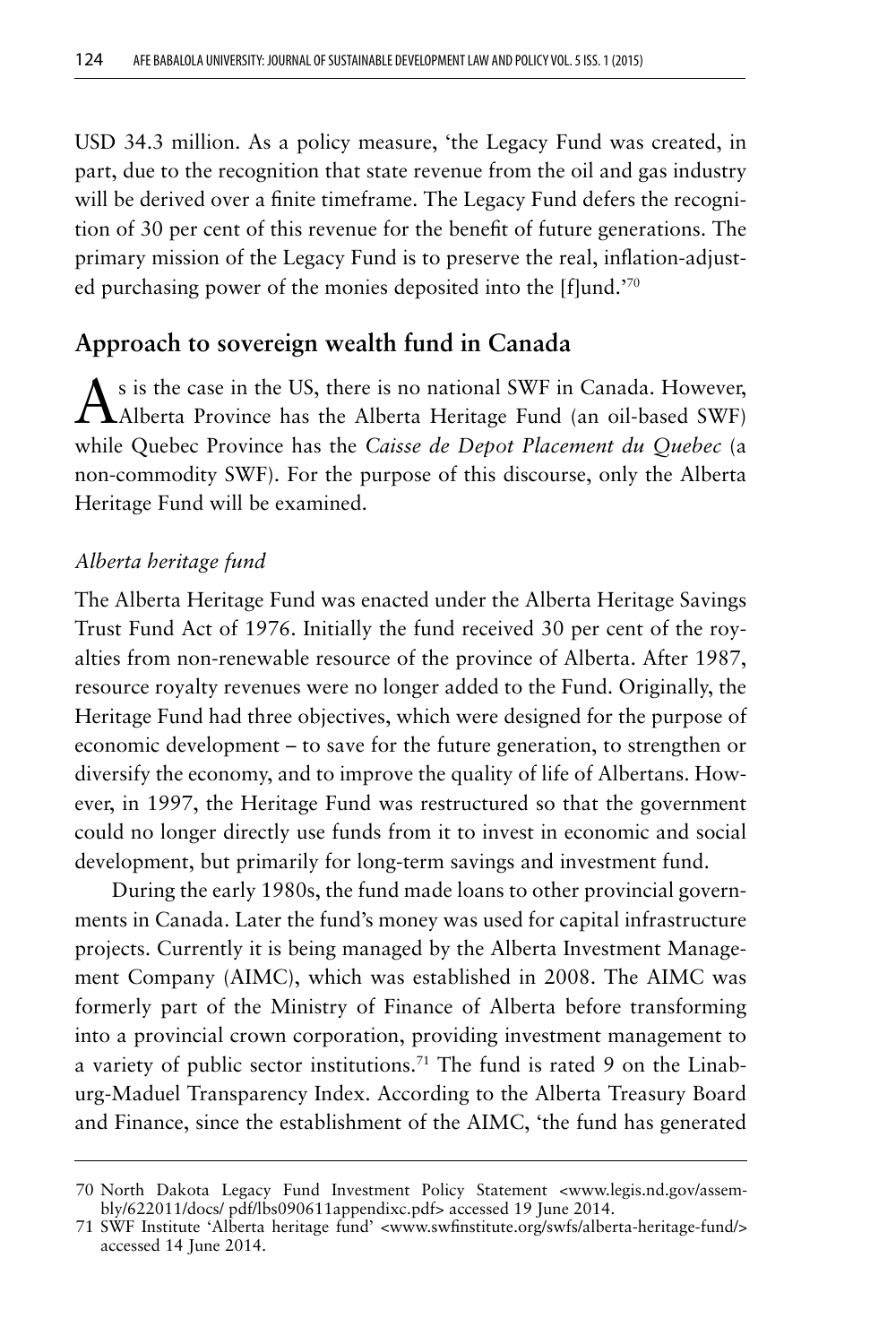USD 34.3 million. As a policy measure, 'the Legacy Fund was created, in part, due to the recognition that state revenue from the oil and gas industry will be derived over a finite timeframe. The Legacy Fund defers the recognition of 30 per cent of this revenue for the benefit of future generations. The primary mission of the Legacy Fund is to preserve the real, inflation-adjusted purchasing power of the monies deposited into the [f]und.'[70]

## Approach to sovereign wealth fund in Canada

As is the case in the US, there is no national SWF in Canada. However, Alberta Province has the Alberta Heritage Fund (an oil-based SWF) while Quebec Province has the *Caisse de Depot Placement du Quebec* (a non-commodity SWF). For the purpose of this discourse, only the Alberta Heritage Fund will be examined.

### *Alberta heritage fund*

The Alberta Heritage Fund was enacted under the Alberta Heritage Savings Trust Fund Act of 1976. Initially the fund received 30 per cent of the royalties from non-renewable resource of the province of Alberta. After 1987, resource royalty revenues were no longer added to the Fund. Originally, the Heritage Fund had three objectives, which were designed for the purpose of economic development – to save for the future generation, to strengthen or diversify the economy, and to improve the quality of life of Albertans. However, in 1997, the Heritage Fund was restructured so that the government could no longer directly use funds from it to invest in economic and social development, but primarily for long-term savings and investment fund.

During the early 1980s, the fund made loans to other provincial governments in Canada. Later the fund's money was used for capital infrastructure projects. Currently it is being managed by the Alberta Investment Management Company (AIMC), which was established in 2008. The AIMC was formerly part of the Ministry of Finance of Alberta before transforming into a provincial crown corporation, providing investment management to a variety of public sector institutions.[71] The fund is rated 9 on the Linaburg-Maduel Transparency Index. According to the Alberta Treasury Board and Finance, since the establishment of the AIMC, 'the fund has generated

---

70 North Dakota Legacy Fund Investment Policy Statement <www.legis.nd.gov/assembly/622011/docs/ pdf/lbs090611appendixc.pdf> accessed 19 June 2014.

71 SWF Institute 'Alberta heritage fund' <www.swfinstitute.org/swfs/alberta-heritage-fund/> accessed 14 June 2014.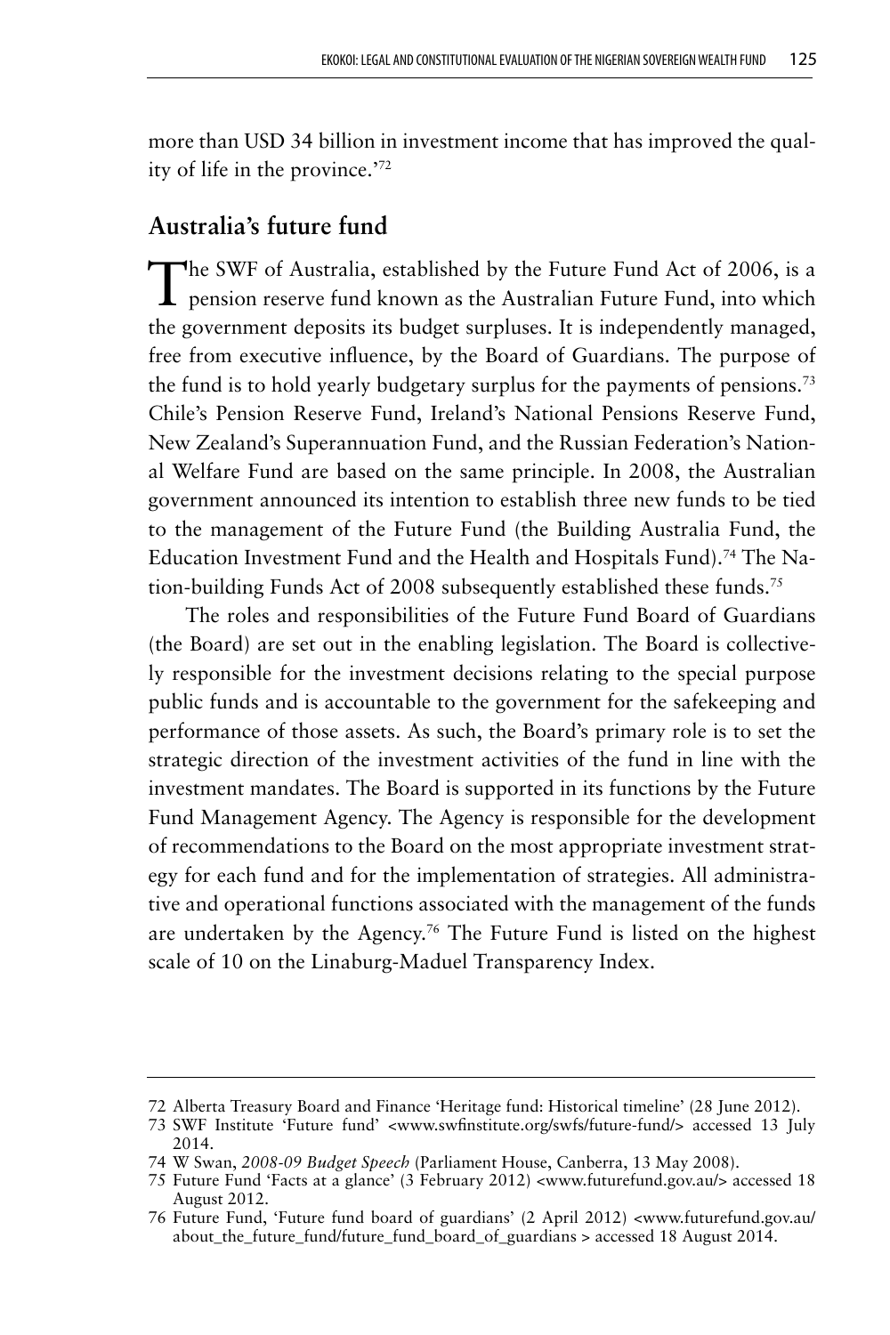more than USD 34 billion in investment income that has improved the quality of life in the province.'[72]

## Australia's future fund

The SWF of Australia, established by the Future Fund Act of 2006, is a pension reserve fund known as the Australian Future Fund, into which the government deposits its budget surpluses. It is independently managed, free from executive influence, by the Board of Guardians. The purpose of the fund is to hold yearly budgetary surplus for the payments of pensions.[73] Chile's Pension Reserve Fund, Ireland's National Pensions Reserve Fund, New Zealand's Superannuation Fund, and the Russian Federation's National Welfare Fund are based on the same principle. In 2008, the Australian government announced its intention to establish three new funds to be tied to the management of the Future Fund (the Building Australia Fund, the Education Investment Fund and the Health and Hospitals Fund).[74] The Nation-building Funds Act of 2008 subsequently established these funds.[75]

The roles and responsibilities of the Future Fund Board of Guardians (the Board) are set out in the enabling legislation. The Board is collectively responsible for the investment decisions relating to the special purpose public funds and is accountable to the government for the safekeeping and performance of those assets. As such, the Board's primary role is to set the strategic direction of the investment activities of the fund in line with the investment mandates. The Board is supported in its functions by the Future Fund Management Agency. The Agency is responsible for the development of recommendations to the Board on the most appropriate investment strategy for each fund and for the implementation of strategies. All administrative and operational functions associated with the management of the funds are undertaken by the Agency.[76] The Future Fund is listed on the highest scale of 10 on the Linaburg-Maduel Transparency Index.

---

72 Alberta Treasury Board and Finance 'Heritage fund: Historical timeline' (28 June 2012).

73 SWF Institute 'Future fund' <www.swfinstitute.org/swfs/future-fund/> accessed 13 July 2014.

74 W Swan, *2008-09 Budget Speech* (Parliament House, Canberra, 13 May 2008).

75 Future Fund 'Facts at a glance' (3 February 2012) <www.futurefund.gov.au/> accessed 18 August 2012.

76 Future Fund, 'Future fund board of guardians' (2 April 2012) <www.futurefund.gov.au/about_the_future_fund/future_fund_board_of_guardians > accessed 18 August 2014.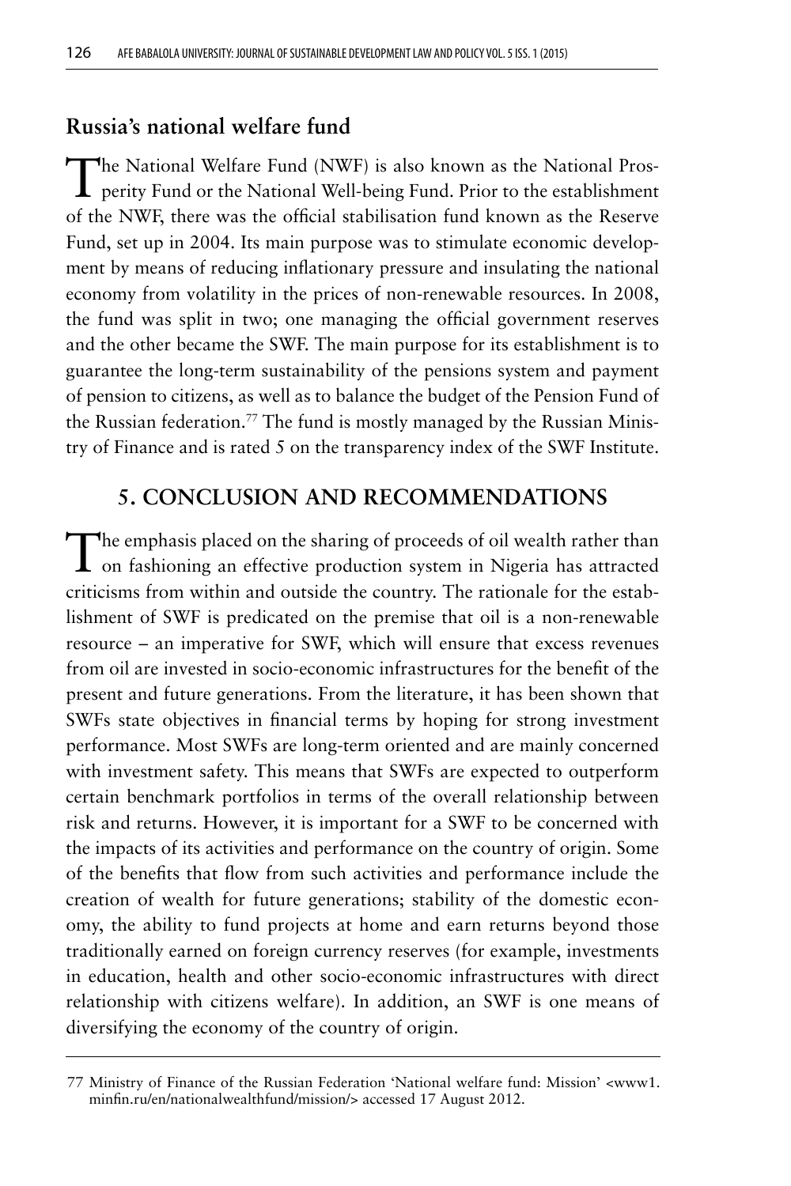### Russia's national welfare fund

The National Welfare Fund (NWF) is also known as the National Prosperity Fund or the National Well-being Fund. Prior to the establishment of the NWF, there was the official stabilisation fund known as the Reserve Fund, set up in 2004. Its main purpose was to stimulate economic development by means of reducing inflationary pressure and insulating the national economy from volatility in the prices of non-renewable resources. In 2008, the fund was split in two; one managing the official government reserves and the other became the SWF. The main purpose for its establishment is to guarantee the long-term sustainability of the pensions system and payment of pension to citizens, as well as to balance the budget of the Pension Fund of the Russian federation.[77] The fund is mostly managed by the Russian Ministry of Finance and is rated 5 on the transparency index of the SWF Institute.

## 5. CONCLUSION AND RECOMMENDATIONS

The emphasis placed on the sharing of proceeds of oil wealth rather than on fashioning an effective production system in Nigeria has attracted criticisms from within and outside the country. The rationale for the establishment of SWF is predicated on the premise that oil is a non-renewable resource – an imperative for SWF, which will ensure that excess revenues from oil are invested in socio-economic infrastructures for the benefit of the present and future generations. From the literature, it has been shown that SWFs state objectives in financial terms by hoping for strong investment performance. Most SWFs are long-term oriented and are mainly concerned with investment safety. This means that SWFs are expected to outperform certain benchmark portfolios in terms of the overall relationship between risk and returns. However, it is important for a SWF to be concerned with the impacts of its activities and performance on the country of origin. Some of the benefits that flow from such activities and performance include the creation of wealth for future generations; stability of the domestic economy, the ability to fund projects at home and earn returns beyond those traditionally earned on foreign currency reserves (for example, investments in education, health and other socio-economic infrastructures with direct relationship with citizens welfare). In addition, an SWF is one means of diversifying the economy of the country of origin.

---

77 Ministry of Finance of the Russian Federation 'National welfare fund: Mission' <www1.minfin.ru/en/nationalwealthfund/mission/> accessed 17 August 2012.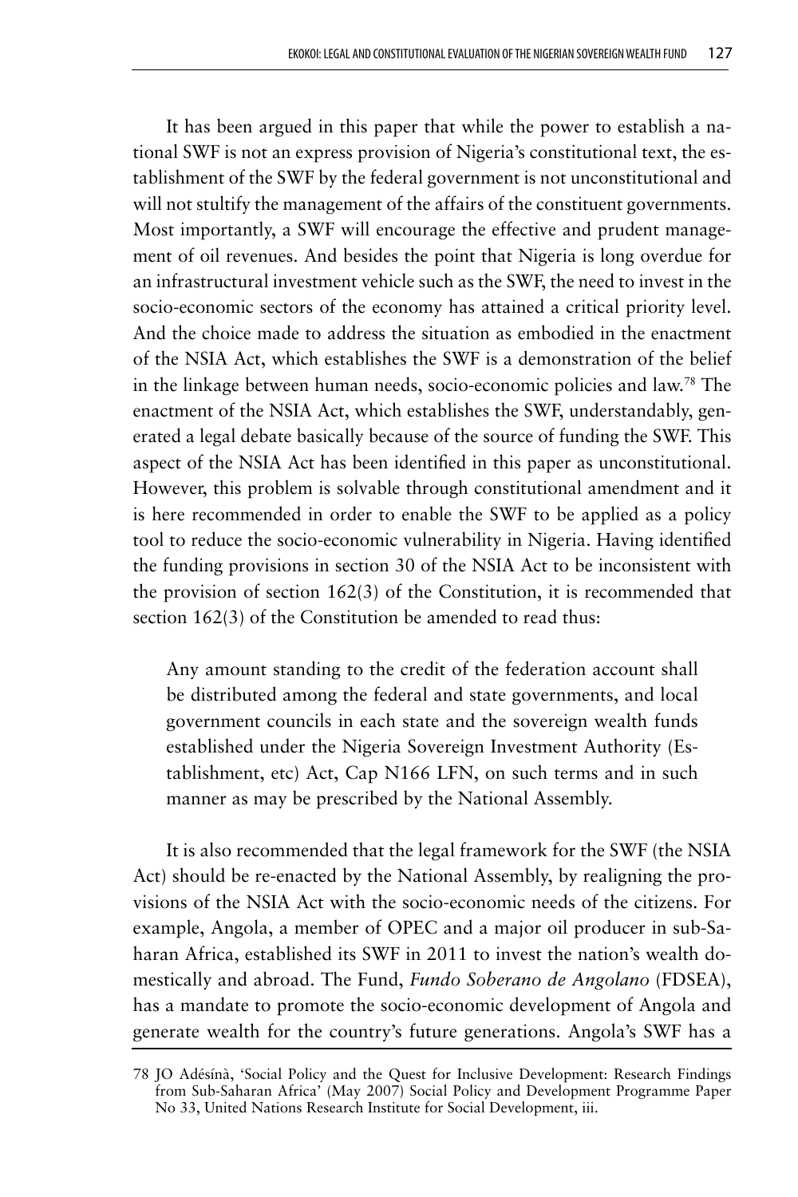It has been argued in this paper that while the power to establish a national SWF is not an express provision of Nigeria's constitutional text, the establishment of the SWF by the federal government is not unconstitutional and will not stultify the management of the affairs of the constituent governments. Most importantly, a SWF will encourage the effective and prudent management of oil revenues. And besides the point that Nigeria is long overdue for an infrastructural investment vehicle such as the SWF, the need to invest in the socio-economic sectors of the economy has attained a critical priority level. And the choice made to address the situation as embodied in the enactment of the NSIA Act, which establishes the SWF is a demonstration of the belief in the linkage between human needs, socio-economic policies and law.[78] The enactment of the NSIA Act, which establishes the SWF, understandably, generated a legal debate basically because of the source of funding the SWF. This aspect of the NSIA Act has been identified in this paper as unconstitutional. However, this problem is solvable through constitutional amendment and it is here recommended in order to enable the SWF to be applied as a policy tool to reduce the socio-economic vulnerability in Nigeria. Having identified the funding provisions in section 30 of the NSIA Act to be inconsistent with the provision of section 162(3) of the Constitution, it is recommended that section 162(3) of the Constitution be amended to read thus:

> Any amount standing to the credit of the federation account shall be distributed among the federal and state governments, and local government councils in each state and the sovereign wealth funds established under the Nigeria Sovereign Investment Authority (Establishment, etc) Act, Cap N166 LFN, on such terms and in such manner as may be prescribed by the National Assembly.

It is also recommended that the legal framework for the SWF (the NSIA Act) should be re-enacted by the National Assembly, by realigning the provisions of the NSIA Act with the socio-economic needs of the citizens. For example, Angola, a member of OPEC and a major oil producer in sub-Saharan Africa, established its SWF in 2011 to invest the nation's wealth domestically and abroad. The Fund, *Fundo Soberano de Angolano* (FDSEA), has a mandate to promote the socio-economic development of Angola and generate wealth for the country's future generations. Angola's SWF has a

78 JO Adésínà, 'Social Policy and the Quest for Inclusive Development: Research Findings from Sub-Saharan Africa' (May 2007) Social Policy and Development Programme Paper No 33, United Nations Research Institute for Social Development, iii.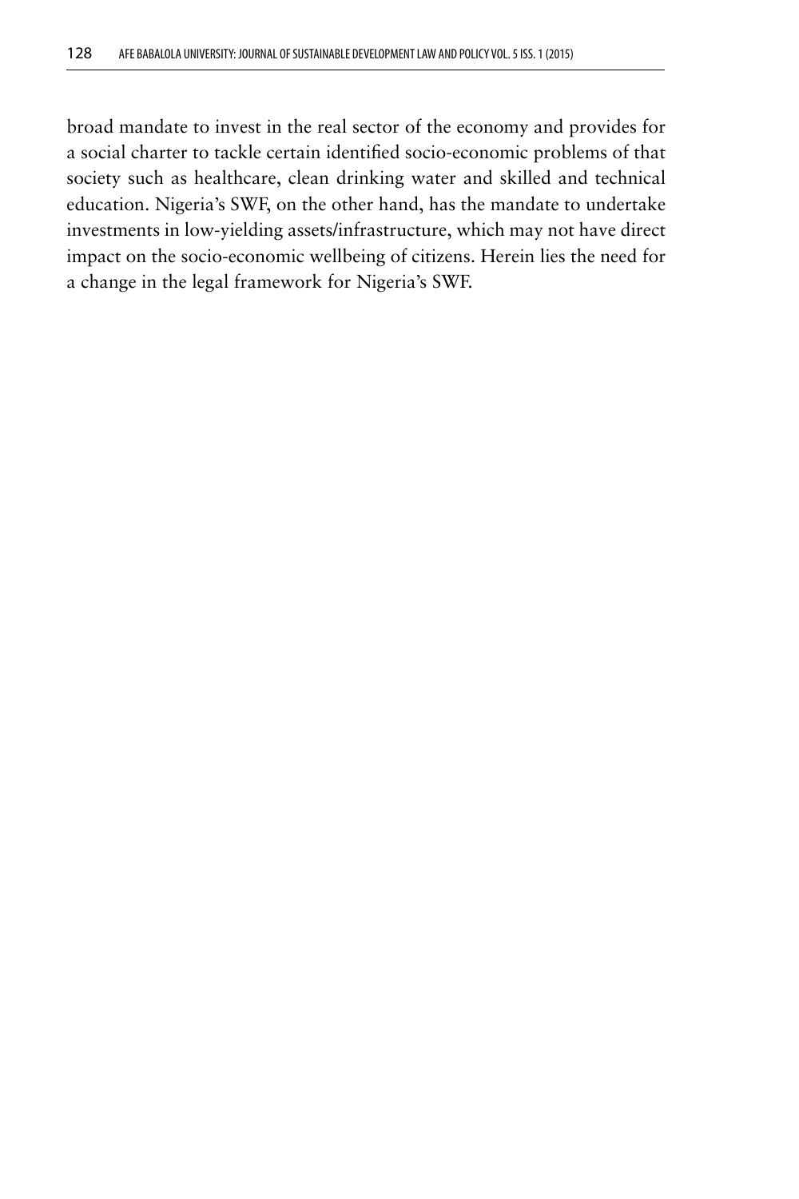broad mandate to invest in the real sector of the economy and provides for a social charter to tackle certain identified socio-economic problems of that society such as healthcare, clean drinking water and skilled and technical education. Nigeria's SWF, on the other hand, has the mandate to undertake investments in low-yielding assets/infrastructure, which may not have direct impact on the socio-economic wellbeing of citizens. Herein lies the need for a change in the legal framework for Nigeria's SWF.